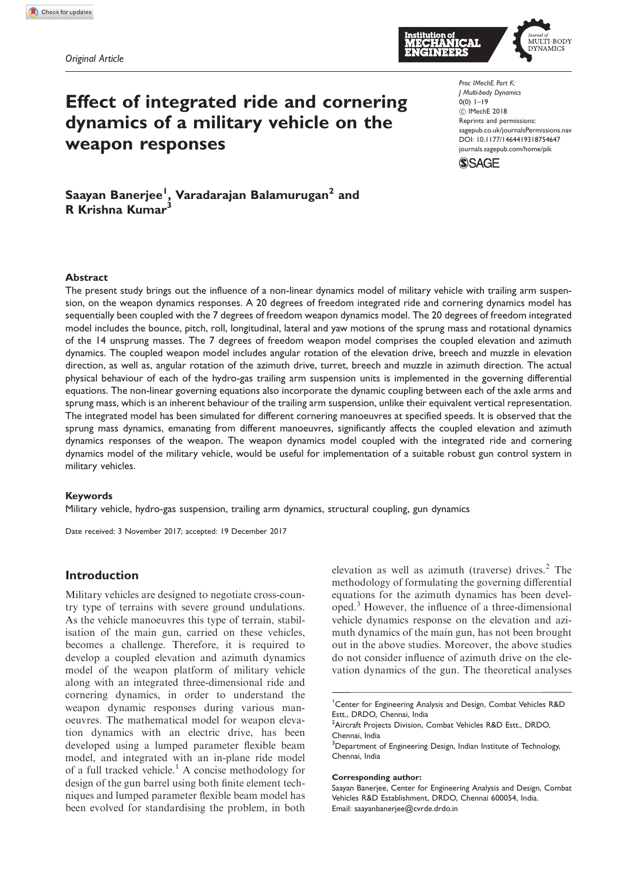Original Article

# Effect of integrated ride and cornering dynamics of a military vehicle on the weapon responses

Proc IMechE Part K:
J Multi-body Dynamics
0(0) 1–19
© IMechE 2018
Reprints and permissions:
sagepub.co.uk/journalsPermissions.nav
DOI: 10.1177/1464419318754647
journals.sagepub.com/home/pik

**Saayan Banerjee[1], Varadarajan Balamurugan[2] and R Krishna Kumar[3]**

### Abstract

The present study brings out the influence of a non-linear dynamics model of military vehicle with trailing arm suspension, on the weapon dynamics responses. A 20 degrees of freedom integrated ride and cornering dynamics model has sequentially been coupled with the 7 degrees of freedom weapon dynamics model. The 20 degrees of freedom integrated model includes the bounce, pitch, roll, longitudinal, lateral and yaw motions of the sprung mass and rotational dynamics of the 14 unsprung masses. The 7 degrees of freedom weapon model comprises the coupled elevation and azimuth dynamics. The coupled weapon model includes angular rotation of the elevation drive, breech and muzzle in elevation direction, as well as, angular rotation of the azimuth drive, turret, breech and muzzle in azimuth direction. The actual physical behaviour of each of the hydro-gas trailing arm suspension units is implemented in the governing differential equations. The non-linear governing equations also incorporate the dynamic coupling between each of the axle arms and sprung mass, which is an inherent behaviour of the trailing arm suspension, unlike their equivalent vertical representation. The integrated model has been simulated for different cornering manoeuvres at specified speeds. It is observed that the sprung mass dynamics, emanating from different manoeuvres, significantly affects the coupled elevation and azimuth dynamics responses of the weapon. The weapon dynamics model coupled with the integrated ride and cornering dynamics model of the military vehicle, would be useful for implementation of a suitable robust gun control system in military vehicles.

### Keywords

Military vehicle, hydro-gas suspension, trailing arm dynamics, structural coupling, gun dynamics

Date received: 3 November 2017; accepted: 19 December 2017

## Introduction

Military vehicles are designed to negotiate cross-country type of terrains with severe ground undulations. As the vehicle manoeuvres this type of terrain, stabilisation of the main gun, carried on these vehicles, becomes a challenge. Therefore, it is required to develop a coupled elevation and azimuth dynamics model of the weapon platform of military vehicle along with an integrated three-dimensional ride and cornering dynamics, in order to understand the weapon dynamic responses during various manoeuvres. The mathematical model for weapon elevation dynamics with an electric drive, has been developed using a lumped parameter flexible beam model, and integrated with an in-plane ride model of a full tracked vehicle.[1] A concise methodology for design of the gun barrel using both finite element techniques and lumped parameter flexible beam model has been evolved for standardising the problem, in both elevation as well as azimuth (traverse) drives.[2] The methodology of formulating the governing differential equations for the azimuth dynamics has been developed.[3] However, the influence of a three-dimensional vehicle dynamics response on the elevation and azimuth dynamics of the main gun, has not been brought out in the above studies. Moreover, the above studies do not consider influence of azimuth drive on the elevation dynamics of the gun. The theoretical analyses

[1]Center for Engineering Analysis and Design, Combat Vehicles R&D Estt., DRDO, Chennai, India
[2]Aircraft Projects Division, Combat Vehicles R&D Estt., DRDO, Chennai, India
[3]Department of Engineering Design, Indian Institute of Technology, Chennai, India

**Corresponding author:**
Saayan Banerjee, Center for Engineering Analysis and Design, Combat Vehicles R&D Establishment, DRDO, Chennai 600054, India.
Email: saayanbanerjee@cvrde.drdo.in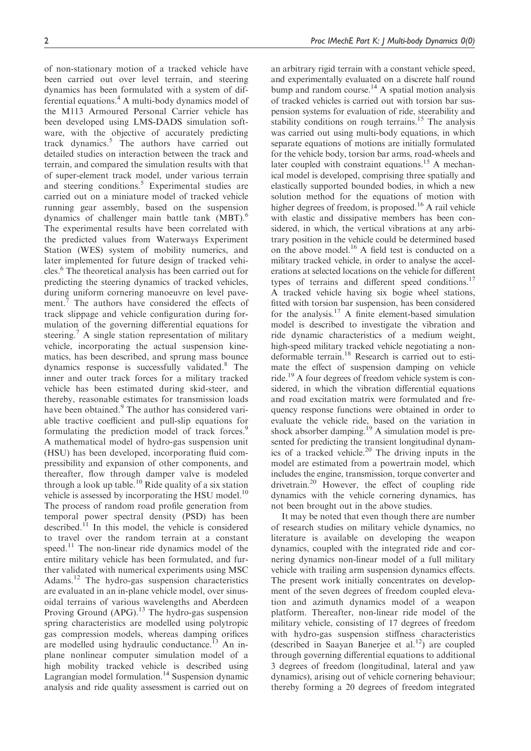of non-stationary motion of a tracked vehicle have been carried out over level terrain, and steering dynamics has been formulated with a system of differential equations.[4] A multi-body dynamics model of the M113 Armoured Personal Carrier vehicle has been developed using LMS-DADS simulation software, with the objective of accurately predicting track dynamics.[5] The authors have carried out detailed studies on interaction between the track and terrain, and compared the simulation results with that of super-element track model, under various terrain and steering conditions.[5] Experimental studies are carried out on a miniature model of tracked vehicle running gear assembly, based on the suspension dynamics of challenger main battle tank (MBT).[6] The experimental results have been correlated with the predicted values from Waterways Experiment Station (WES) system of mobility numerics, and later implemented for future design of tracked vehicles.[6] The theoretical analysis has been carried out for predicting the steering dynamics of tracked vehicles, during uniform cornering manoeuvre on level pavement.[7] The authors have considered the effects of track slippage and vehicle configuration during formulation of the governing differential equations for steering.[7] A single station representation of military vehicle, incorporating the actual suspension kinematics, has been described, and sprung mass bounce dynamics response is successfully validated.[8] The inner and outer track forces for a military tracked vehicle has been estimated during skid-steer, and thereby, reasonable estimates for transmission loads have been obtained.[9] The author has considered variable tractive coefficient and pull-slip equations for formulating the prediction model of track forces.[9] A mathematical model of hydro-gas suspension unit (HSU) has been developed, incorporating fluid compressibility and expansion of other components, and thereafter, flow through damper valve is modeled through a look up table.[10] Ride quality of a six station vehicle is assessed by incorporating the HSU model.[10] The process of random road profile generation from temporal power spectral density (PSD) has been described.[11] In this model, the vehicle is considered to travel over the random terrain at a constant speed.[11] The non-linear ride dynamics model of the entire military vehicle has been formulated, and further validated with numerical experiments using MSC Adams.[12] The hydro-gas suspension characteristics are evaluated in an in-plane vehicle model, over sinusoidal terrains of various wavelengths and Aberdeen Proving Ground (APG).[13] The hydro-gas suspension spring characteristics are modelled using polytropic gas compression models, whereas damping orifices are modelled using hydraulic conductance.[13] An in-plane nonlinear computer simulation model of a high mobility tracked vehicle is described using Lagrangian model formulation.[14] Suspension dynamic analysis and ride quality assessment is carried out on an arbitrary rigid terrain with a constant vehicle speed, and experimentally evaluated on a discrete half round bump and random course.[14] A spatial motion analysis of tracked vehicles is carried out with torsion bar suspension systems for evaluation of ride, steerability and stability conditions on rough terrains.[15] The analysis was carried out using multi-body equations, in which separate equations of motions are initially formulated for the vehicle body, torsion bar arms, road-wheels and later coupled with constraint equations.[15] A mechanical model is developed, comprising three spatially and elastically supported bounded bodies, in which a new solution method for the equations of motion with higher degrees of freedom, is proposed.[16] A rail vehicle with elastic and dissipative members has been considered, in which, the vertical vibrations at any arbitrary position in the vehicle could be determined based on the above model.[16] A field test is conducted on a military tracked vehicle, in order to analyse the accelerations at selected locations on the vehicle for different types of terrains and different speed conditions.[17] A tracked vehicle having six bogie wheel stations, fitted with torsion bar suspension, has been considered for the analysis.[17] A finite element-based simulation model is described to investigate the vibration and ride dynamic characteristics of a medium weight, high-speed military tracked vehicle negotiating a non-deformable terrain.[18] Research is carried out to estimate the effect of suspension damping on vehicle ride.[19] A four degrees of freedom vehicle system is considered, in which the vibration differential equations and road excitation matrix were formulated and frequency response functions were obtained in order to evaluate the vehicle ride, based on the variation in shock absorber damping.[19] A simulation model is presented for predicting the transient longitudinal dynamics of a tracked vehicle.[20] The driving inputs in the model are estimated from a powertrain model, which includes the engine, transmission, torque converter and drivetrain.[20] However, the effect of coupling ride dynamics with the vehicle cornering dynamics, has not been brought out in the above studies.

It may be noted that even though there are number of research studies on military vehicle dynamics, no literature is available on developing the weapon dynamics, coupled with the integrated ride and cornering dynamics non-linear model of a full military vehicle with trailing arm suspension dynamics effects. The present work initially concentrates on development of the seven degrees of freedom coupled elevation and azimuth dynamics model of a weapon platform. Thereafter, non-linear ride model of the military vehicle, consisting of 17 degrees of freedom with hydro-gas suspension stiffness characteristics (described in Saayan Banerjee et al.[12]) are coupled through governing differential equations to additional 3 degrees of freedom (longitudinal, lateral and yaw dynamics), arising out of vehicle cornering behaviour; thereby forming a 20 degrees of freedom integrated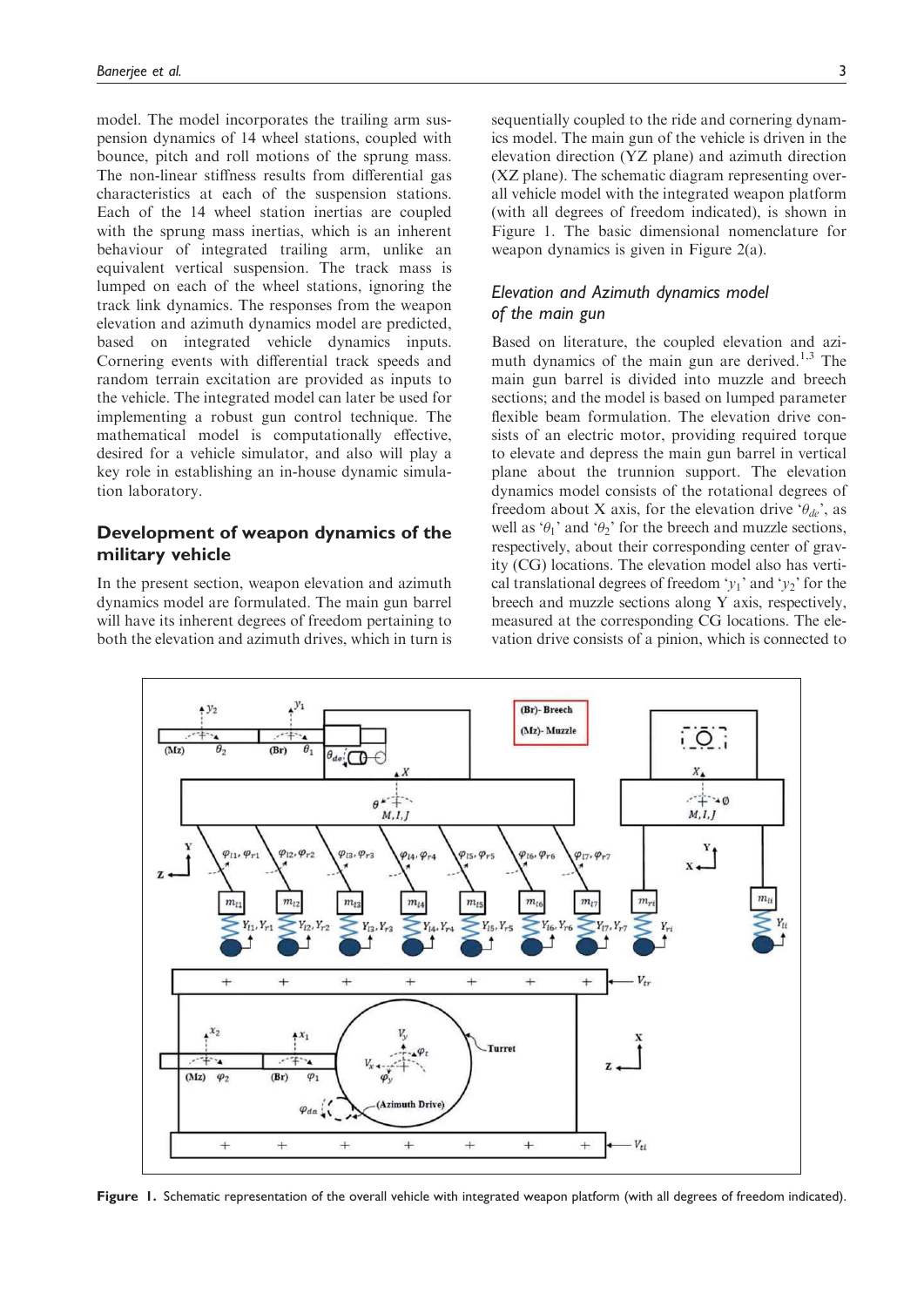model. The model incorporates the trailing arm suspension dynamics of 14 wheel stations, coupled with bounce, pitch and roll motions of the sprung mass. The non-linear stiffness results from differential gas characteristics at each of the suspension stations. Each of the 14 wheel station inertias are coupled with the sprung mass inertias, which is an inherent behaviour of integrated trailing arm, unlike an equivalent vertical suspension. The track mass is lumped on each of the wheel stations, ignoring the track link dynamics. The responses from the weapon elevation and azimuth dynamics model are predicted, based on integrated vehicle dynamics inputs. Cornering events with differential track speeds and random terrain excitation are provided as inputs to the vehicle. The integrated model can later be used for implementing a robust gun control technique. The mathematical model is computationally effective, desired for a vehicle simulator, and also will play a key role in establishing an in-house dynamic simulation laboratory.

## Development of weapon dynamics of the military vehicle

In the present section, weapon elevation and azimuth dynamics model are formulated. The main gun barrel will have its inherent degrees of freedom pertaining to both the elevation and azimuth drives, which in turn is sequentially coupled to the ride and cornering dynamics model. The main gun of the vehicle is driven in the elevation direction (YZ plane) and azimuth direction (XZ plane). The schematic diagram representing overall vehicle model with the integrated weapon platform (with all degrees of freedom indicated), is shown in Figure 1. The basic dimensional nomenclature for weapon dynamics is given in Figure 2(a).

### *Elevation and Azimuth dynamics model of the main gun*

Based on literature, the coupled elevation and azimuth dynamics of the main gun are derived.[1,3] The main gun barrel is divided into muzzle and breech sections; and the model is based on lumped parameter flexible beam formulation. The elevation drive consists of an electric motor, providing required torque to elevate and depress the main gun barrel in vertical plane about the trunnion support. The elevation dynamics model consists of the rotational degrees of freedom about X axis, for the elevation drive '$\theta_{de}$', as well as '$\theta_1$' and '$\theta_2$' for the breech and muzzle sections, respectively, about their corresponding center of gravity (CG) locations. The elevation model also has vertical translational degrees of freedom '$y_1$' and '$y_2$' for the breech and muzzle sections along Y axis, respectively, measured at the corresponding CG locations. The elevation drive consists of a pinion, which is connected to

**Figure 1.** Schematic representation of the overall vehicle with integrated weapon platform (with all degrees of freedom indicated).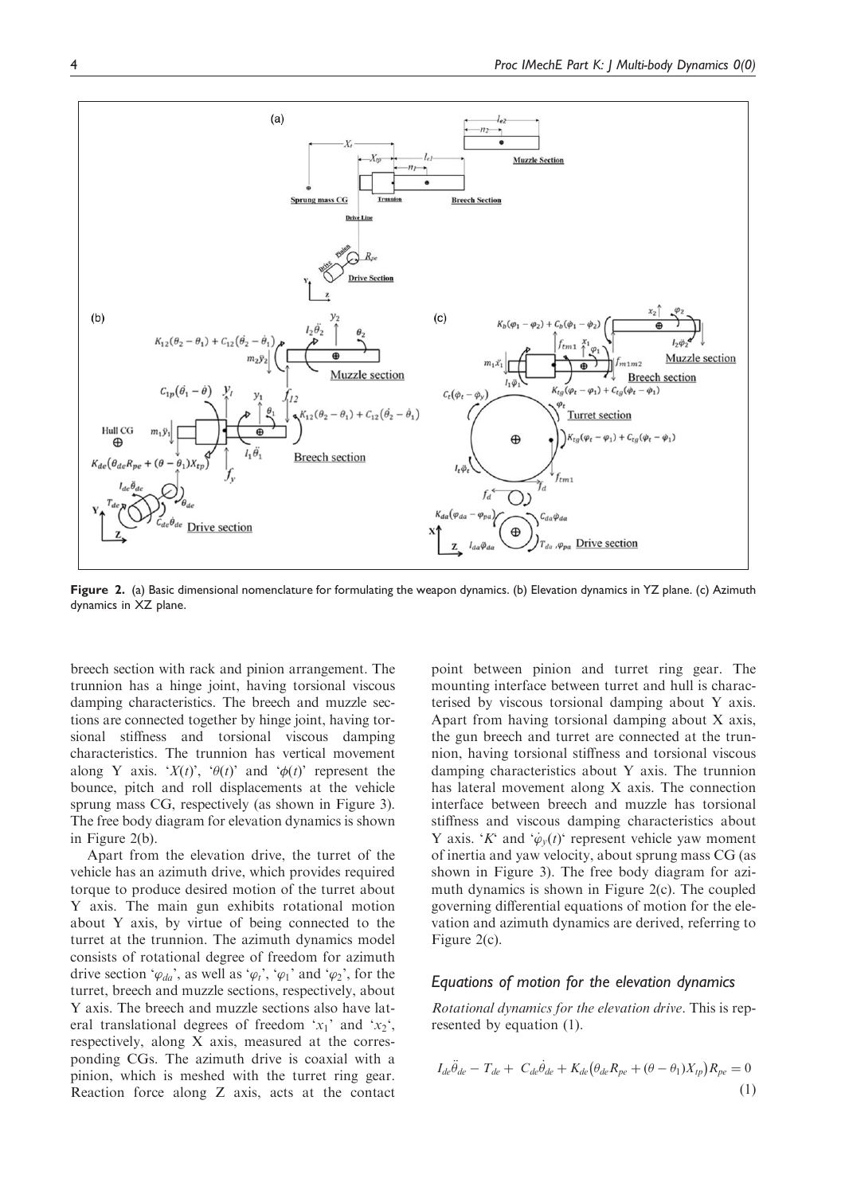**Figure 2.** (a) Basic dimensional nomenclature for formulating the weapon dynamics. (b) Elevation dynamics in YZ plane. (c) Azimuth dynamics in XZ plane.

breech section with rack and pinion arrangement. The trunnion has a hinge joint, having torsional viscous damping characteristics. The breech and muzzle sections are connected together by hinge joint, having torsional stiffness and torsional viscous damping characteristics. The trunnion has vertical movement along Y axis. '$X(t)$', '$\theta(t)$' and '$\phi(t)$' represent the bounce, pitch and roll displacements at the vehicle sprung mass CG, respectively (as shown in Figure 3). The free body diagram for elevation dynamics is shown in Figure 2(b).

Apart from the elevation drive, the turret of the vehicle has an azimuth drive, which provides required torque to produce desired motion of the turret about Y axis. The main gun exhibits rotational motion about Y axis, by virtue of being connected to the turret at the trunnion. The azimuth dynamics model consists of rotational degree of freedom for azimuth drive section '$\varphi_{da}$', as well as '$\varphi_t$', '$\varphi_1$' and '$\varphi_2$', for the turret, breech and muzzle sections, respectively, about Y axis. The breech and muzzle sections also have lateral translational degrees of freedom '$x_1$' and '$x_2$', respectively, along X axis, measured at the corresponding CGs. The azimuth drive is coaxial with a pinion, which is meshed with the turret ring gear. Reaction force along Z axis, acts at the contact point between pinion and turret ring gear. The mounting interface between turret and hull is characterised by viscous torsional damping about Y axis. Apart from having torsional damping about X axis, the gun breech and turret are connected at the trunnion, having torsional stiffness and torsional viscous damping characteristics about Y axis. The trunnion has lateral movement along X axis. The connection interface between breech and muzzle has torsional stiffness and viscous damping characteristics about Y axis. '$K$' and '$\dot{\varphi}_y(t)$' represent vehicle yaw moment of inertia and yaw velocity, about sprung mass CG (as shown in Figure 3). The free body diagram for azimuth dynamics is shown in Figure 2(c). The coupled governing differential equations of motion for the elevation and azimuth dynamics are derived, referring to Figure 2(c).

## Equations of motion for the elevation dynamics

*Rotational dynamics for the elevation drive.* This is represented by equation (1).

$$I_{de}\ddot{\theta}_{de} - T_{de} + C_{de}\dot{\theta}_{de} + K_{de}\left(\theta_{de}R_{pe} + (\theta - \theta_1)X_{tp}\right)R_{pe} = 0 \tag{1}$$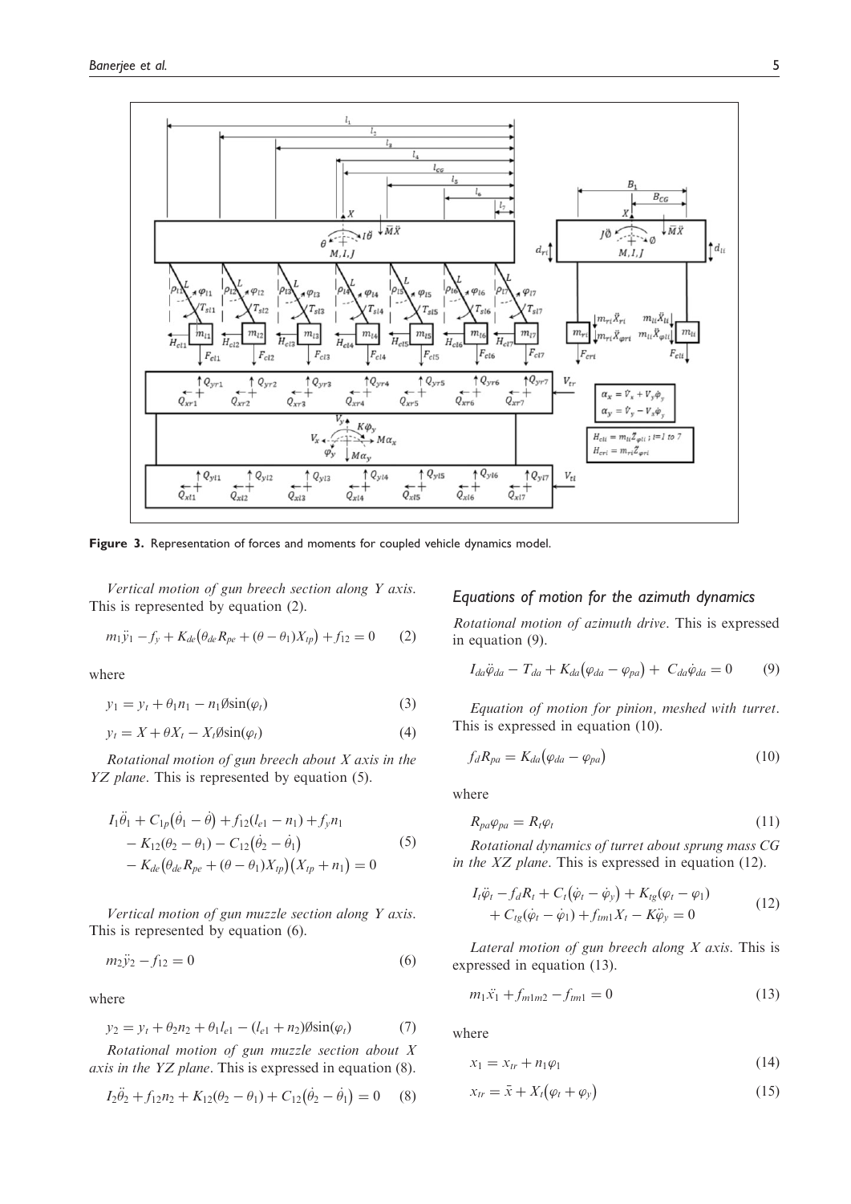**Figure 3.** Representation of forces and moments for coupled vehicle dynamics model.

*Vertical motion of gun breech section along Y axis.* This is represented by equation (2).

$$m_1\ddot{y}_1 - f_y + K_{de}\big(\theta_{de}R_{pe} + (\theta - \theta_1)X_{tp}\big) + f_{12} = 0 \qquad (2)$$

where

$$y_1 = y_t + \theta_1 n_1 - n_1 \emptyset \sin(\varphi_t) \qquad (3)$$

$$y_t = X + \theta X_t - X_t \emptyset \sin(\varphi_t) \qquad (4)$$

*Rotational motion of gun breech about X axis in the YZ plane.* This is represented by equation (5).

$$\begin{aligned} I_1\ddot{\theta}_1 &+ C_{1p}\big(\dot{\theta}_1 - \dot{\theta}\big) + f_{12}(l_{e1} - n_1) + f_y n_1 \\ &- K_{12}(\theta_2 - \theta_1) - C_{12}\big(\dot{\theta}_2 - \dot{\theta}_1\big) \\ &- K_{de}\big(\theta_{de}R_{pe} + (\theta - \theta_1)X_{tp}\big)\big(X_{tp} + n_1\big) = 0 \end{aligned} \qquad (5)$$

*Vertical motion of gun muzzle section along Y axis.* This is represented by equation (6).

$$m_2\ddot{y}_2 - f_{12} = 0 \qquad (6)$$

where

$$y_2 = y_t + \theta_2 n_2 + \theta_1 l_{e1} - (l_{e1} + n_2)\emptyset \sin(\varphi_t) \qquad (7)$$

*Rotational motion of gun muzzle section about X axis in the YZ plane.* This is expressed in equation (8).

$$I_2\ddot{\theta}_2 + f_{12}n_2 + K_{12}(\theta_2 - \theta_1) + C_{12}\big(\dot{\theta}_2 - \dot{\theta}_1\big) = 0 \qquad (8)$$

## Equations of motion for the azimuth dynamics

*Rotational motion of azimuth drive.* This is expressed in equation (9).

$$I_{da}\ddot{\varphi}_{da} - T_{da} + K_{da}\big(\varphi_{da} - \varphi_{pa}\big) + C_{da}\dot{\varphi}_{da} = 0 \qquad (9)$$

*Equation of motion for pinion, meshed with turret.* This is expressed in equation (10).

$$f_d R_{pa} = K_{da}\big(\varphi_{da} - \varphi_{pa}\big) \qquad (10)$$

where

$$R_{pa}\varphi_{pa} = R_t\varphi_t \qquad (11)$$

*Rotational dynamics of turret about sprung mass CG in the XZ plane.* This is expressed in equation (12).

$$\begin{aligned} I_t\ddot{\varphi}_t &- f_d R_t + C_t\big(\dot{\varphi}_t - \dot{\varphi}_y\big) + K_{tg}(\varphi_t - \varphi_1) \\ &+ C_{tg}(\dot{\varphi}_t - \dot{\varphi}_1) + f_{tm1}X_t - K\ddot{\varphi}_y = 0 \end{aligned} \qquad (12)$$

*Lateral motion of gun breech along X axis.* This is expressed in equation (13).

$$m_1\ddot{x}_1 + f_{m1m2} - f_{tm1} = 0 \qquad (13)$$

where

$$x_1 = x_{tr} + n_1\varphi_1 \qquad (14)$$

$$x_{tr} = \bar{x} + X_t\big(\varphi_t + \varphi_y\big) \qquad (15)$$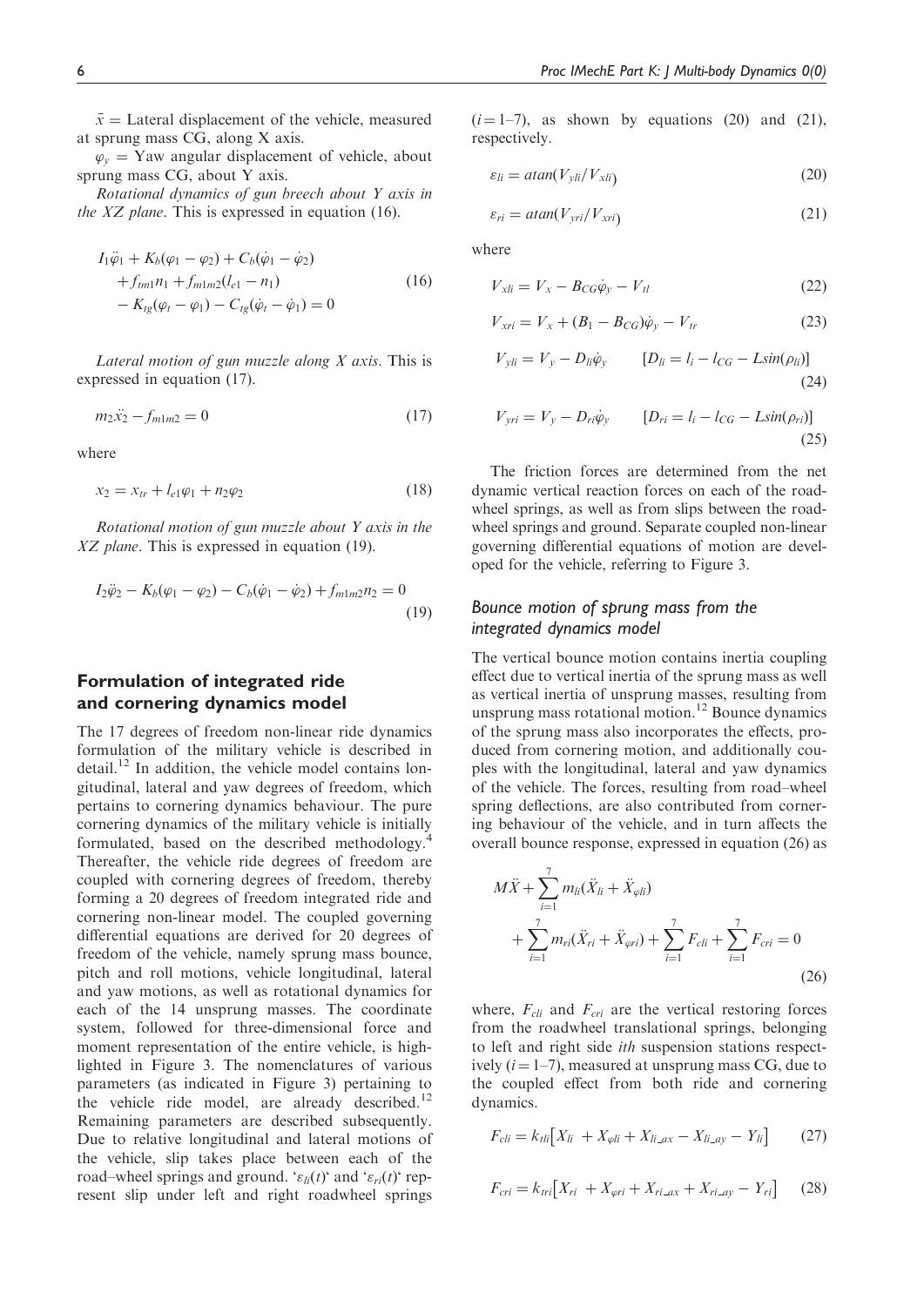$\bar{x}$ = Lateral displacement of the vehicle, measured at sprung mass CG, along X axis.

$\varphi_y$ = Yaw angular displacement of vehicle, about sprung mass CG, about Y axis.

*Rotational dynamics of gun breech about Y axis in the XZ plane*. This is expressed in equation (16).

$$I_1\ddot{\varphi}_1 + K_b(\varphi_1 - \varphi_2) + C_b(\dot{\varphi}_1 - \dot{\varphi}_2) + f_{tm1}n_1 + f_{m1m2}(l_{e1} - n_1) - K_{tg}(\varphi_t - \varphi_1) - C_{tg}(\dot{\varphi}_t - \dot{\varphi}_1) = 0 \tag{16}$$

*Lateral motion of gun muzzle along X axis*. This is expressed in equation (17).

$$m_2\ddot{x}_2 - f_{m1m2} = 0 \tag{17}$$

where

$$x_2 = x_{tr} + l_{e1}\varphi_1 + n_2\varphi_2 \tag{18}$$

*Rotational motion of gun muzzle about Y axis in the XZ plane*. This is expressed in equation (19).

$$I_2\ddot{\varphi}_2 - K_b(\varphi_1 - \varphi_2) - C_b(\dot{\varphi}_1 - \dot{\varphi}_2) + f_{m1m2}n_2 = 0 \tag{19}$$

## Formulation of integrated ride and cornering dynamics model

The 17 degrees of freedom non-linear ride dynamics formulation of the military vehicle is described in detail.[12] In addition, the vehicle model contains longitudinal, lateral and yaw degrees of freedom, which pertains to cornering dynamics behaviour. The pure cornering dynamics of the military vehicle is initially formulated, based on the described methodology.[4] Thereafter, the vehicle ride degrees of freedom are coupled with cornering degrees of freedom, thereby forming a 20 degrees of freedom integrated ride and cornering non-linear model. The coupled governing differential equations are derived for 20 degrees of freedom of the vehicle, namely sprung mass bounce, pitch and roll motions, vehicle longitudinal, lateral and yaw motions, as well as rotational dynamics for each of the 14 unsprung masses. The coordinate system, followed for three-dimensional force and moment representation of the entire vehicle, is highlighted in Figure 3. The nomenclatures of various parameters (as indicated in Figure 3) pertaining to the vehicle ride model, are already described.[12] Remaining parameters are described subsequently. Due to relative longitudinal and lateral motions of the vehicle, slip takes place between each of the road–wheel springs and ground. '$\varepsilon_{li}(t)$' and '$\varepsilon_{ri}(t)$' represent slip under left and right roadwheel springs ($i = 1$–$7$), as shown by equations (20) and (21), respectively.

$$\varepsilon_{li} = atan(V_{yli}/V_{xli}) \tag{20}$$

$$\varepsilon_{ri} = atan(V_{yri}/V_{xri}) \tag{21}$$

where

$$V_{xli} = V_x - B_{CG}\dot{\varphi}_y - V_{tl} \tag{22}$$

$$V_{xri} = V_x + (B_1 - B_{CG})\dot{\varphi}_y - V_{tr} \tag{23}$$

$$V_{yli} = V_y - D_{li}\dot{\varphi}_y \qquad [D_{li} = l_i - l_{CG} - L\sin(\rho_{li})] \tag{24}$$

$$V_{yri} = V_y - D_{ri}\dot{\varphi}_y \qquad [D_{ri} = l_i - l_{CG} - L\sin(\rho_{ri})] \tag{25}$$

The friction forces are determined from the net dynamic vertical reaction forces on each of the roadwheel springs, as well as from slips between the roadwheel springs and ground. Separate coupled non-linear governing differential equations of motion are developed for the vehicle, referring to Figure 3.

### Bounce motion of sprung mass from the integrated dynamics model

The vertical bounce motion contains inertia coupling effect due to vertical inertia of the sprung mass as well as vertical inertia of unsprung masses, resulting from unsprung mass rotational motion.[12] Bounce dynamics of the sprung mass also incorporates the effects, produced from cornering motion, and additionally couples with the longitudinal, lateral and yaw dynamics of the vehicle. The forces, resulting from road–wheel spring deflections, are also contributed from cornering behaviour of the vehicle, and in turn affects the overall bounce response, expressed in equation (26) as

$$M\ddot{X} + \sum_{i=1}^{7} m_{li}(\ddot{X}_{li} + \ddot{X}_{\varphi li}) + \sum_{i=1}^{7} m_{ri}(\ddot{X}_{ri} + \ddot{X}_{\varphi ri}) + \sum_{i=1}^{7} F_{cli} + \sum_{i=1}^{7} F_{cri} = 0 \tag{26}$$

where, $F_{cli}$ and $F_{cri}$ are the vertical restoring forces from the roadwheel translational springs, belonging to left and right side *ith* suspension stations respectively ($i = 1$–$7$), measured at unsprung mass CG, due to the coupled effect from both ride and cornering dynamics.

$$F_{cli} = k_{tli}\left[X_{li} + X_{\varphi li} + X_{li\_ax} - X_{li\_ay} - Y_{li}\right] \tag{27}$$

$$F_{cri} = k_{tri}\left[X_{ri} + X_{\varphi ri} + X_{ri\_ax} + X_{ri\_ay} - Y_{ri}\right] \tag{28}$$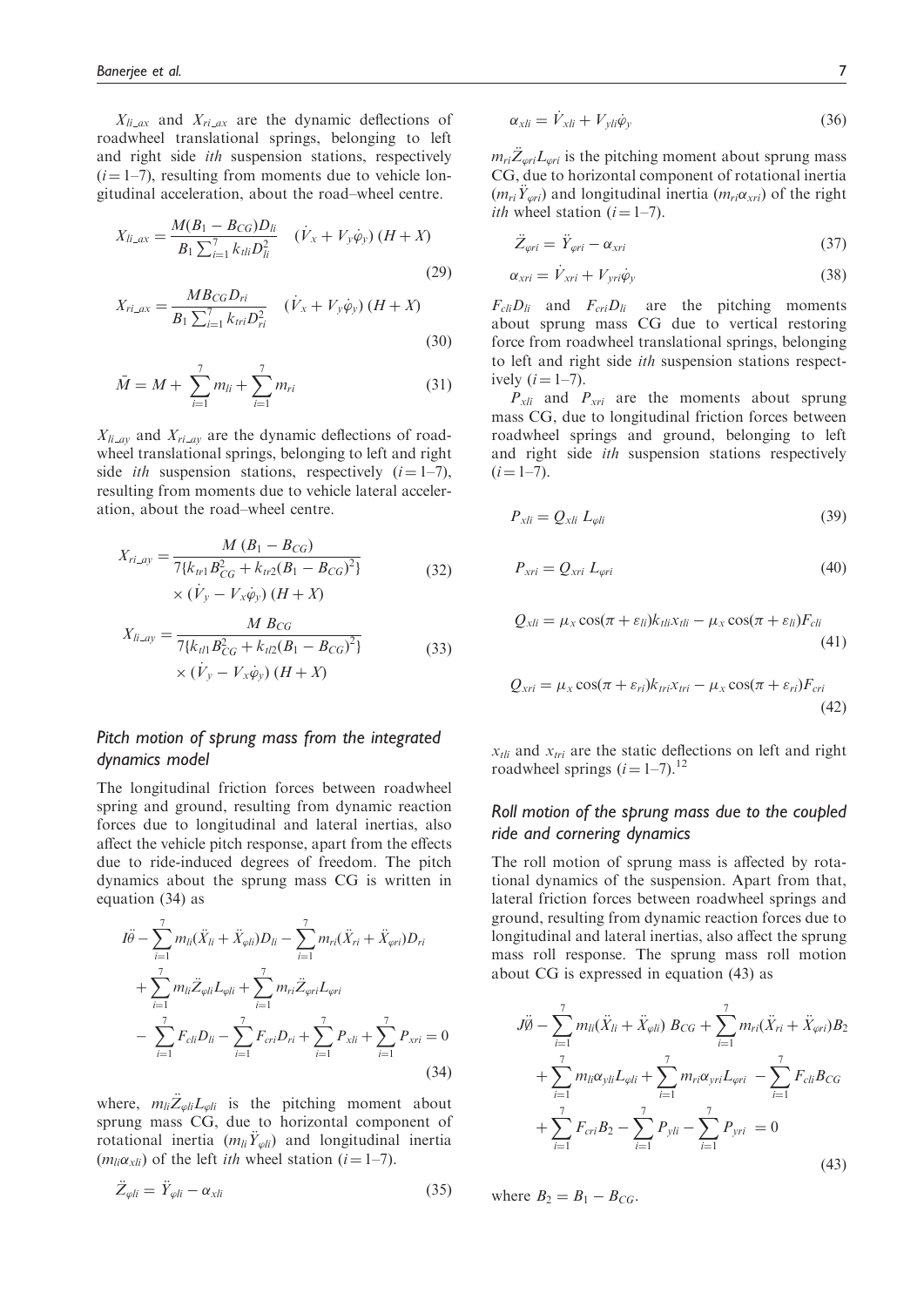$X_{li\_ax}$ and $X_{ri\_ax}$ are the dynamic deflections of roadwheel translational springs, belonging to left and right side *ith* suspension stations, respectively ($i = 1$–$7$), resulting from moments due to vehicle longitudinal acceleration, about the road–wheel centre.

$$X_{li\_ax} = \frac{M(B_1 - B_{CG})D_{li}}{B_1 \sum_{i=1}^{7} k_{tli} D_{li}^2} \quad (\dot{V}_x + V_y \dot{\varphi}_y)\,(H + X) \tag{29}$$

$$X_{ri\_ax} = \frac{M B_{CG} D_{ri}}{B_1 \sum_{i=1}^{7} k_{tri} D_{ri}^2} \quad (\dot{V}_x + V_y \dot{\varphi}_y)\,(H + X) \tag{30}$$

$$\bar{M} = M + \sum_{i=1}^{7} m_{li} + \sum_{i=1}^{7} m_{ri} \tag{31}$$

$X_{li\_ay}$ and $X_{ri\_ay}$ are the dynamic deflections of roadwheel translational springs, belonging to left and right side *ith* suspension stations, respectively ($i = 1$–$7$), resulting from moments due to vehicle lateral acceleration, about the road–wheel centre.

$$X_{ri\_ay} = \frac{M\,(B_1 - B_{CG})}{7\{k_{tr1} B_{CG}^2 + k_{tr2}(B_1 - B_{CG})^2\}} \times (\dot{V}_y - V_x \dot{\varphi}_y)\,(H + X) \tag{32}$$

$$X_{li\_ay} = \frac{M\,B_{CG}}{7\{k_{tl1} B_{CG}^2 + k_{tl2}(B_1 - B_{CG})^2\}} \times (\dot{V}_y - V_x \dot{\varphi}_y)\,(H + X) \tag{33}$$

### Pitch motion of sprung mass from the integrated dynamics model

The longitudinal friction forces between roadwheel spring and ground, resulting from dynamic reaction forces due to longitudinal and lateral inertias, also affect the vehicle pitch response, apart from the effects due to ride-induced degrees of freedom. The pitch dynamics about the sprung mass CG is written in equation (34) as

$$\begin{aligned} I\ddot{\theta} &- \sum_{i=1}^{7} m_{li}(\ddot{X}_{li} + \ddot{X}_{\varphi li})D_{li} - \sum_{i=1}^{7} m_{ri}(\ddot{X}_{ri} + \ddot{X}_{\varphi ri})D_{ri} \\ &+ \sum_{i=1}^{7} m_{li}\ddot{Z}_{\varphi li}L_{\varphi li} + \sum_{i=1}^{7} m_{ri}\ddot{Z}_{\varphi ri}L_{\varphi ri} \\ &- \sum_{i=1}^{7} F_{cli}D_{li} - \sum_{i=1}^{7} F_{cri}D_{ri} + \sum_{i=1}^{7} P_{xli} + \sum_{i=1}^{7} P_{xri} = 0 \end{aligned} \tag{34}$$

where, $m_{li}\ddot{Z}_{\varphi li}L_{\varphi li}$ is the pitching moment about sprung mass CG, due to horizontal component of rotational inertia ($m_{li}\ddot{Y}_{\varphi li}$) and longitudinal inertia ($m_{li}\alpha_{xli}$) of the left *ith* wheel station ($i = 1$–$7$).

$$\ddot{Z}_{\varphi li} = \ddot{Y}_{\varphi li} - \alpha_{xli} \tag{35}$$

$$\alpha_{xli} = \dot{V}_{xli} + V_{yli}\dot{\varphi}_y \tag{36}$$

$m_{ri}\ddot{Z}_{\varphi ri}L_{\varphi ri}$ is the pitching moment about sprung mass CG, due to horizontal component of rotational inertia ($m_{ri}\ddot{Y}_{\varphi ri}$) and longitudinal inertia ($m_{ri}\alpha_{xri}$) of the right *ith* wheel station ($i = 1$–$7$).

$$\ddot{Z}_{\varphi ri} = \ddot{Y}_{\varphi ri} - \alpha_{xri} \tag{37}$$

$$\alpha_{xri} = \dot{V}_{xri} + V_{yri}\dot{\varphi}_y \tag{38}$$

$F_{cli}D_{li}$ and $F_{cri}D_{li}$ are the pitching moments about sprung mass CG due to vertical restoring force from roadwheel translational springs, belonging to left and right side *ith* suspension stations respectively ($i = 1$–$7$).

$P_{xli}$ and $P_{xri}$ are the moments about sprung mass CG, due to longitudinal friction forces between roadwheel springs and ground, belonging to left and right side *ith* suspension stations respectively ($i = 1$–$7$).

$$P_{xli} = Q_{xli}\, L_{\varphi li} \tag{39}$$

$$P_{xri} = Q_{xri}\, L_{\varphi ri} \tag{40}$$

$$Q_{xli} = \mu_x \cos(\pi + \varepsilon_{li})k_{tli}x_{tli} - \mu_x \cos(\pi + \varepsilon_{li})F_{cli} \tag{41}$$

$$Q_{xri} = \mu_x \cos(\pi + \varepsilon_{ri})k_{tri}x_{tri} - \mu_x \cos(\pi + \varepsilon_{ri})F_{cri} \tag{42}$$

$x_{tli}$ and $x_{tri}$ are the static deflections on left and right roadwheel springs ($i = 1$–$7$).[12]

### Roll motion of the sprung mass due to the coupled ride and cornering dynamics

The roll motion of sprung mass is affected by rotational dynamics of the suspension. Apart from that, lateral friction forces between roadwheel springs and ground, resulting from dynamic reaction forces due to longitudinal and lateral inertias, also affect the sprung mass roll response. The sprung mass roll motion about CG is expressed in equation (43) as

$$\begin{aligned} J\ddot{\varnothing} &- \sum_{i=1}^{7} m_{li}(\ddot{X}_{li} + \ddot{X}_{\varphi li})\, B_{CG} + \sum_{i=1}^{7} m_{ri}(\ddot{X}_{ri} + \ddot{X}_{\varphi ri})B_2 \\ &+ \sum_{i=1}^{7} m_{li}\alpha_{yli}L_{\varphi li} + \sum_{i=1}^{7} m_{ri}\alpha_{yri}L_{\varphi ri} - \sum_{i=1}^{7} F_{cli}B_{CG} \\ &+ \sum_{i=1}^{7} F_{cri}B_2 - \sum_{i=1}^{7} P_{yli} - \sum_{i=1}^{7} P_{yri} = 0 \end{aligned} \tag{43}$$

where $B_2 = B_1 - B_{CG}$.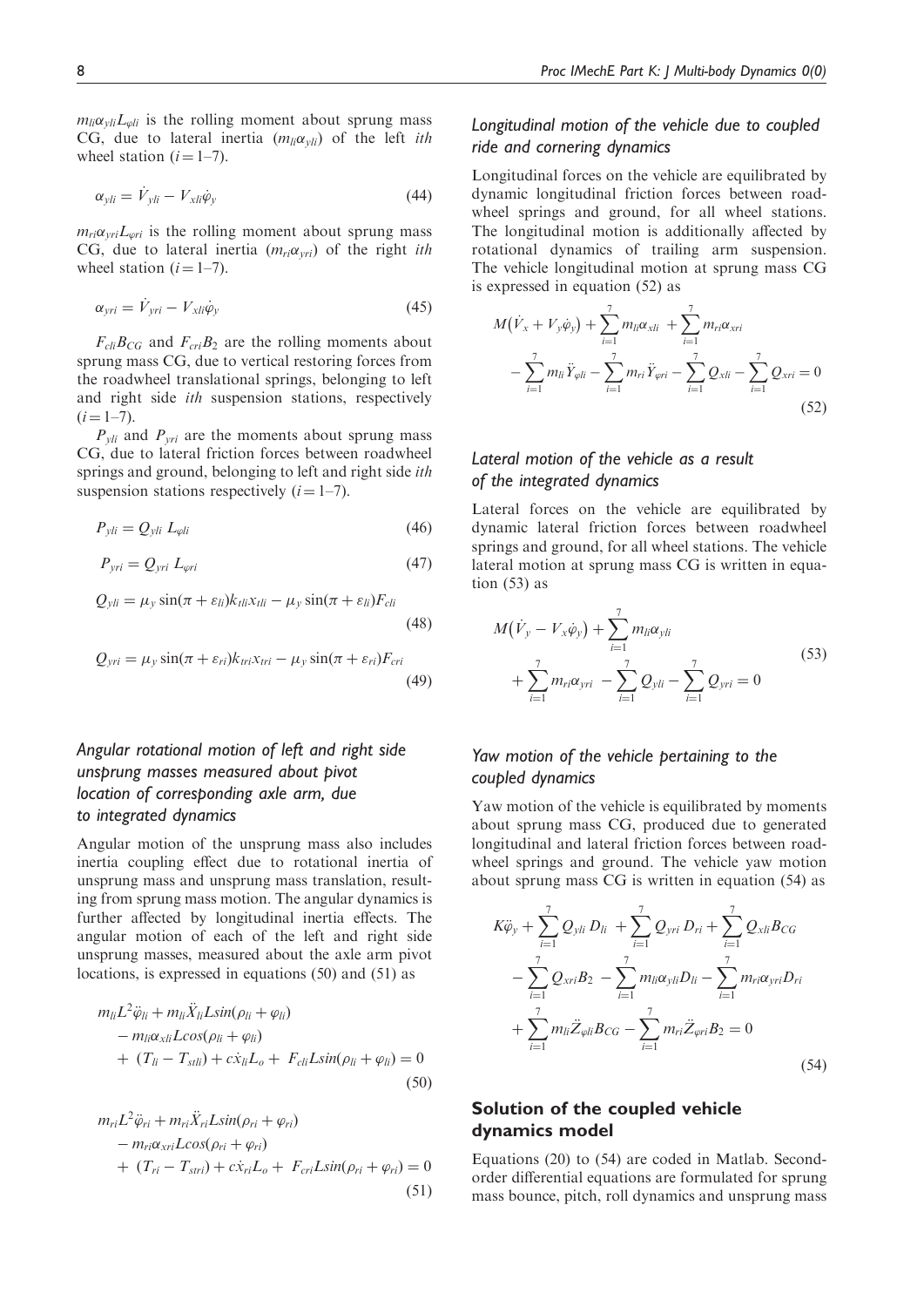$m_{li}\alpha_{yli}L_{\varphi li}$ is the rolling moment about sprung mass CG, due to lateral inertia ($m_{li}\alpha_{yli}$) of the left *ith* wheel station ($i = 1$–7).

$$\alpha_{yli} = \dot{V}_{yli} - V_{xli}\dot{\varphi}_y \tag{44}$$

$m_{ri}\alpha_{yri}L_{\varphi ri}$ is the rolling moment about sprung mass CG, due to lateral inertia ($m_{ri}\alpha_{yri}$) of the right *ith* wheel station ($i = 1$–7).

$$\alpha_{yri} = \dot{V}_{yri} - V_{xli}\dot{\varphi}_y \tag{45}$$

$F_{cli}B_{CG}$ and $F_{cri}B_2$ are the rolling moments about sprung mass CG, due to vertical restoring forces from the roadwheel translational springs, belonging to left and right side *ith* suspension stations, respectively ($i = 1$–7).

$P_{yli}$ and $P_{yri}$ are the moments about sprung mass CG, due to lateral friction forces between roadwheel springs and ground, belonging to left and right side *ith* suspension stations respectively ($i = 1$–7).

$$P_{yli} = Q_{yli}\, L_{\varphi li} \tag{46}$$

$$P_{yri} = Q_{yri}\, L_{\varphi ri} \tag{47}$$

$$Q_{yli} = \mu_y \sin(\pi + \varepsilon_{li})k_{tli}x_{tli} - \mu_y \sin(\pi + \varepsilon_{li})F_{cli} \tag{48}$$

$$Q_{yri} = \mu_y \sin(\pi + \varepsilon_{ri})k_{tri}x_{tri} - \mu_y \sin(\pi + \varepsilon_{ri})F_{cri} \tag{49}$$

### *Angular rotational motion of left and right side unsprung masses measured about pivot location of corresponding axle arm, due to integrated dynamics*

Angular motion of the unsprung mass also includes inertia coupling effect due to rotational inertia of unsprung mass and unsprung mass translation, resulting from sprung mass motion. The angular dynamics is further affected by longitudinal inertia effects. The angular motion of each of the left and right side unsprung masses, measured about the axle arm pivot locations, is expressed in equations (50) and (51) as

$$\begin{aligned} &m_{li}L^2\ddot{\varphi}_{li} + m_{li}\ddot{X}_{li}L\sin(\rho_{li} + \varphi_{li}) \\ &- m_{li}\alpha_{xli}L\cos(\rho_{li} + \varphi_{li}) \\ &+ (T_{li} - T_{stli}) + c\dot{x}_{li}L_o + F_{cli}L\sin(\rho_{li} + \varphi_{li}) = 0 \end{aligned} \tag{50}$$

$$\begin{aligned} &m_{ri}L^2\ddot{\varphi}_{ri} + m_{ri}\ddot{X}_{ri}L\sin(\rho_{ri} + \varphi_{ri}) \\ &- m_{ri}\alpha_{xri}L\cos(\rho_{ri} + \varphi_{ri}) \\ &+ (T_{ri} - T_{stri}) + c\dot{x}_{ri}L_o + F_{cri}L\sin(\rho_{ri} + \varphi_{ri}) = 0 \end{aligned} \tag{51}$$

### *Longitudinal motion of the vehicle due to coupled ride and cornering dynamics*

Longitudinal forces on the vehicle are equilibrated by dynamic longitudinal friction forces between roadwheel springs and ground, for all wheel stations. The longitudinal motion is additionally affected by rotational dynamics of trailing arm suspension. The vehicle longitudinal motion at sprung mass CG is expressed in equation (52) as

$$\begin{aligned} &M(\dot{V}_x + V_y\dot{\varphi}_y) + \sum_{i=1}^{7} m_{li}\alpha_{xli} + \sum_{i=1}^{7} m_{ri}\alpha_{xri} \\ &- \sum_{i=1}^{7} m_{li}\ddot{Y}_{\varphi li} - \sum_{i=1}^{7} m_{ri}\ddot{Y}_{\varphi ri} - \sum_{i=1}^{7} Q_{xli} - \sum_{i=1}^{7} Q_{xri} = 0 \end{aligned} \tag{52}$$

### *Lateral motion of the vehicle as a result of the integrated dynamics*

Lateral forces on the vehicle are equilibrated by dynamic lateral friction forces between roadwheel springs and ground, for all wheel stations. The vehicle lateral motion at sprung mass CG is written in equation (53) as

$$\begin{aligned} &M(\dot{V}_y - V_x\dot{\varphi}_y) + \sum_{i=1}^{7} m_{li}\alpha_{yli} \\ &+ \sum_{i=1}^{7} m_{ri}\alpha_{yri} - \sum_{i=1}^{7} Q_{yli} - \sum_{i=1}^{7} Q_{yri} = 0 \end{aligned} \tag{53}$$

### *Yaw motion of the vehicle pertaining to the coupled dynamics*

Yaw motion of the vehicle is equilibrated by moments about sprung mass CG, produced due to generated longitudinal and lateral friction forces between roadwheel springs and ground. The vehicle yaw motion about sprung mass CG is written in equation (54) as

$$\begin{aligned} &K\ddot{\varphi}_y + \sum_{i=1}^{7} Q_{yli}\, D_{li} + \sum_{i=1}^{7} Q_{yri}\, D_{ri} + \sum_{i=1}^{7} Q_{xli}B_{CG} \\ &- \sum_{i=1}^{7} Q_{xri}B_2 - \sum_{i=1}^{7} m_{li}\alpha_{yli}D_{li} - \sum_{i=1}^{7} m_{ri}\alpha_{yri}D_{ri} \\ &+ \sum_{i=1}^{7} m_{li}\ddot{Z}_{\varphi li}B_{CG} - \sum_{i=1}^{7} m_{ri}\ddot{Z}_{\varphi ri}B_2 = 0 \end{aligned} \tag{54}$$

## Solution of the coupled vehicle dynamics model

Equations (20) to (54) are coded in Matlab. Second-order differential equations are formulated for sprung mass bounce, pitch, roll dynamics and unsprung mass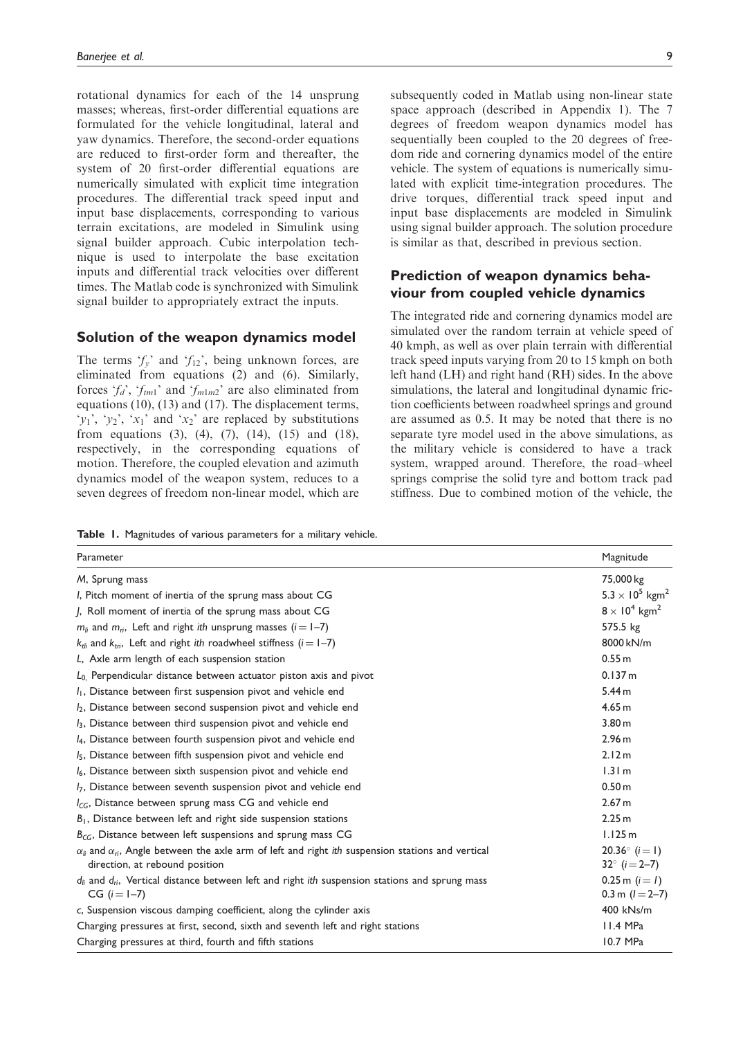rotational dynamics for each of the 14 unsprung masses; whereas, first-order differential equations are formulated for the vehicle longitudinal, lateral and yaw dynamics. Therefore, the second-order equations are reduced to first-order form and thereafter, the system of 20 first-order differential equations are numerically simulated with explicit time integration procedures. The differential track speed input and input base displacements, corresponding to various terrain excitations, are modeled in Simulink using signal builder approach. Cubic interpolation technique is used to interpolate the base excitation inputs and differential track velocities over different times. The Matlab code is synchronized with Simulink signal builder to appropriately extract the inputs.

## Solution of the weapon dynamics model

The terms '$f_y$' and '$f_{12}$', being unknown forces, are eliminated from equations (2) and (6). Similarly, forces '$f_d$', '$f_{tm1}$' and '$f_{m1m2}$' are also eliminated from equations (10), (13) and (17). The displacement terms, '$y_1$', '$y_2$', '$x_1$' and '$x_2$' are replaced by substitutions from equations (3), (4), (7), (14), (15) and (18), respectively, in the corresponding equations of motion. Therefore, the coupled elevation and azimuth dynamics model of the weapon system, reduces to a seven degrees of freedom non-linear model, which are subsequently coded in Matlab using non-linear state space approach (described in Appendix 1). The 7 degrees of freedom weapon dynamics model has sequentially been coupled to the 20 degrees of freedom ride and cornering dynamics model of the entire vehicle. The system of equations is numerically simulated with explicit time-integration procedures. The drive torques, differential track speed input and input base displacements are modeled in Simulink using signal builder approach. The solution procedure is similar as that, described in previous section.

## Prediction of weapon dynamics behaviour from coupled vehicle dynamics

The integrated ride and cornering dynamics model are simulated over the random terrain at vehicle speed of 40 kmph, as well as over plain terrain with differential track speed inputs varying from 20 to 15 kmph on both left hand (LH) and right hand (RH) sides. In the above simulations, the lateral and longitudinal dynamic friction coefficients between roadwheel springs and ground are assumed as 0.5. It may be noted that there is no separate tyre model used in the above simulations, as the military vehicle is considered to have a track system, wrapped around. Therefore, the road–wheel springs comprise the solid tyre and bottom track pad stiffness. Due to combined motion of the vehicle, the

**Table 1.** Magnitudes of various parameters for a military vehicle.

| Parameter | Magnitude |
|---|---|
| $M$, Sprung mass | 75,000 kg |
| $I$, Pitch moment of inertia of the sprung mass about CG | $5.3 \times 10^5$ kgm$^2$ |
| $J$, Roll moment of inertia of the sprung mass about CG | $8 \times 10^4$ kgm$^2$ |
| $m_{li}$ and $m_{ri}$, Left and right $i$th unsprung masses ($i = 1$–$7$) | 575.5 kg |
| $k_{tli}$ and $k_{tri}$, Left and right $i$th roadwheel stiffness ($i = 1$–$7$) | 8000 kN/m |
| $L$, Axle arm length of each suspension station | 0.55 m |
| $L_0$, Perpendicular distance between actuator piston axis and pivot | 0.137 m |
| $l_1$, Distance between first suspension pivot and vehicle end | 5.44 m |
| $l_2$, Distance between second suspension pivot and vehicle end | 4.65 m |
| $l_3$, Distance between third suspension pivot and vehicle end | 3.80 m |
| $l_4$, Distance between fourth suspension pivot and vehicle end | 2.96 m |
| $l_5$, Distance between fifth suspension pivot and vehicle end | 2.12 m |
| $l_6$, Distance between sixth suspension pivot and vehicle end | 1.31 m |
| $l_7$, Distance between seventh suspension pivot and vehicle end | 0.50 m |
| $l_{CG}$, Distance between sprung mass CG and vehicle end | 2.67 m |
| $B_1$, Distance between left and right side suspension stations | 2.25 m |
| $B_{CG}$, Distance between left suspensions and sprung mass CG | 1.125 m |
| $\alpha_{li}$ and $\alpha_{ri}$, Angle between the axle arm of left and right $i$th suspension stations and vertical direction, at rebound position | $20.36^\circ$ ($i = 1$) $32^\circ$ ($i = 2$–$7$) |
| $d_{li}$ and $d_{ri}$, Vertical distance between left and right $i$th suspension stations and sprung mass CG ($i = 1$–$7$) | 0.25 m ($i = l$) 0.3 m ($l = 2$–$7$) |
| $c$, Suspension viscous damping coefficient, along the cylinder axis | 400 kNs/m |
| Charging pressures at first, second, sixth and seventh left and right stations | 11.4 MPa |
| Charging pressures at third, fourth and fifth stations | 10.7 MPa |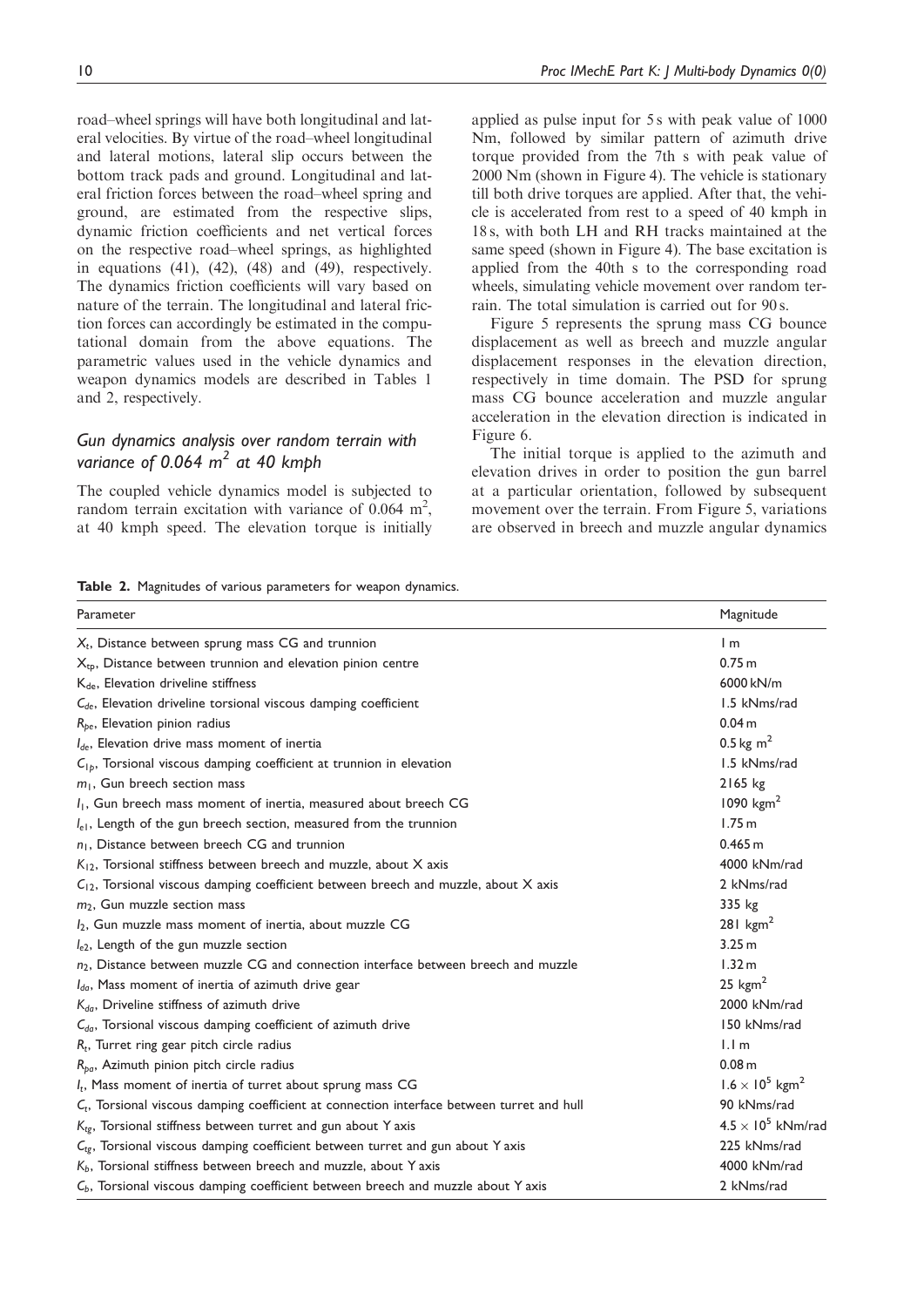road–wheel springs will have both longitudinal and lateral velocities. By virtue of the road–wheel longitudinal and lateral motions, lateral slip occurs between the bottom track pads and ground. Longitudinal and lateral friction forces between the road–wheel spring and ground, are estimated from the respective slips, dynamic friction coefficients and net vertical forces on the respective road–wheel springs, as highlighted in equations (41), (42), (48) and (49), respectively. The dynamics friction coefficients will vary based on nature of the terrain. The longitudinal and lateral friction forces can accordingly be estimated in the computational domain from the above equations. The parametric values used in the vehicle dynamics and weapon dynamics models are described in Tables 1 and 2, respectively.

## Gun dynamics analysis over random terrain with variance of 0.064 $m^2$ at 40 kmph

The coupled vehicle dynamics model is subjected to random terrain excitation with variance of 0.064 $m^2$, at 40 kmph speed. The elevation torque is initially applied as pulse input for 5 s with peak value of 1000 Nm, followed by similar pattern of azimuth drive torque provided from the 7th s with peak value of 2000 Nm (shown in Figure 4). The vehicle is stationary till both drive torques are applied. After that, the vehicle is accelerated from rest to a speed of 40 kmph in 18 s, with both LH and RH tracks maintained at the same speed (shown in Figure 4). The base excitation is applied from the 40th s to the corresponding road wheels, simulating vehicle movement over random terrain. The total simulation is carried out for 90 s.

Figure 5 represents the sprung mass CG bounce displacement as well as breech and muzzle angular displacement responses in the elevation direction, respectively in time domain. The PSD for sprung mass CG bounce acceleration and muzzle angular acceleration in the elevation direction is indicated in Figure 6.

The initial torque is applied to the azimuth and elevation drives in order to position the gun barrel at a particular orientation, followed by subsequent movement over the terrain. From Figure 5, variations are observed in breech and muzzle angular dynamics

**Table 2.** Magnitudes of various parameters for weapon dynamics.

| Parameter | Magnitude |
|---|---|
| $X_t$, Distance between sprung mass CG and trunnion | 1 m |
| $X_{tp}$, Distance between trunnion and elevation pinion centre | 0.75 m |
| $K_{de}$, Elevation driveline stiffness | 6000 kN/m |
| $C_{de}$, Elevation driveline torsional viscous damping coefficient | 1.5 kNms/rad |
| $R_{pe}$, Elevation pinion radius | 0.04 m |
| $I_{de}$, Elevation drive mass moment of inertia | 0.5 kg $m^2$ |
| $C_{1p}$, Torsional viscous damping coefficient at trunnion in elevation | 1.5 kNms/rad |
| $m_1$, Gun breech section mass | 2165 kg |
| $I_1$, Gun breech mass moment of inertia, measured about breech CG | 1090 kgm$^2$ |
| $l_{e1}$, Length of the gun breech section, measured from the trunnion | 1.75 m |
| $n_1$, Distance between breech CG and trunnion | 0.465 m |
| $K_{12}$, Torsional stiffness between breech and muzzle, about X axis | 4000 kNm/rad |
| $C_{12}$, Torsional viscous damping coefficient between breech and muzzle, about X axis | 2 kNms/rad |
| $m_2$, Gun muzzle section mass | 335 kg |
| $I_2$, Gun muzzle mass moment of inertia, about muzzle CG | 281 kgm$^2$ |
| $l_{e2}$, Length of the gun muzzle section | 3.25 m |
| $n_2$, Distance between muzzle CG and connection interface between breech and muzzle | 1.32 m |
| $I_{da}$, Mass moment of inertia of azimuth drive gear | 25 kgm$^2$ |
| $K_{da}$, Driveline stiffness of azimuth drive | 2000 kNm/rad |
| $C_{da}$, Torsional viscous damping coefficient of azimuth drive | 150 kNms/rad |
| $R_t$, Turret ring gear pitch circle radius | 1.1 m |
| $R_{pa}$, Azimuth pinion pitch circle radius | 0.08 m |
| $I_t$, Mass moment of inertia of turret about sprung mass CG | $1.6 \times 10^5$ kgm$^2$ |
| $C_t$, Torsional viscous damping coefficient at connection interface between turret and hull | 90 kNms/rad |
| $K_{tg}$, Torsional stiffness between turret and gun about Y axis | $4.5 \times 10^5$ kNm/rad |
| $C_{tg}$, Torsional viscous damping coefficient between turret and gun about Y axis | 225 kNms/rad |
| $K_b$, Torsional stiffness between breech and muzzle, about Y axis | 4000 kNm/rad |
| $C_b$, Torsional viscous damping coefficient between breech and muzzle about Y axis | 2 kNms/rad |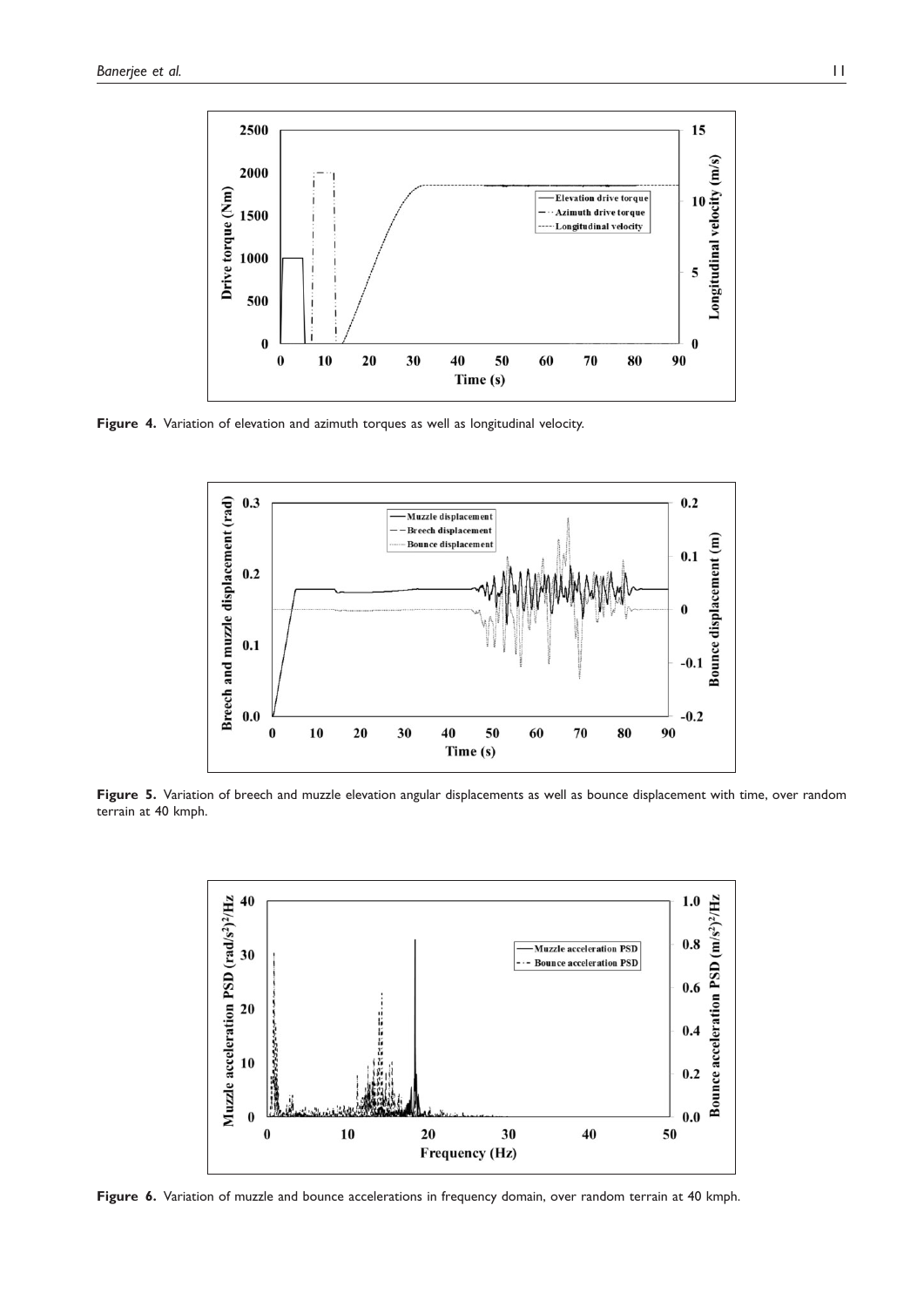**Figure 4.** Variation of elevation and azimuth torques as well as longitudinal velocity.

**Figure 5.** Variation of breech and muzzle elevation angular displacements as well as bounce displacement with time, over random terrain at 40 kmph.

**Figure 6.** Variation of muzzle and bounce accelerations in frequency domain, over random terrain at 40 kmph.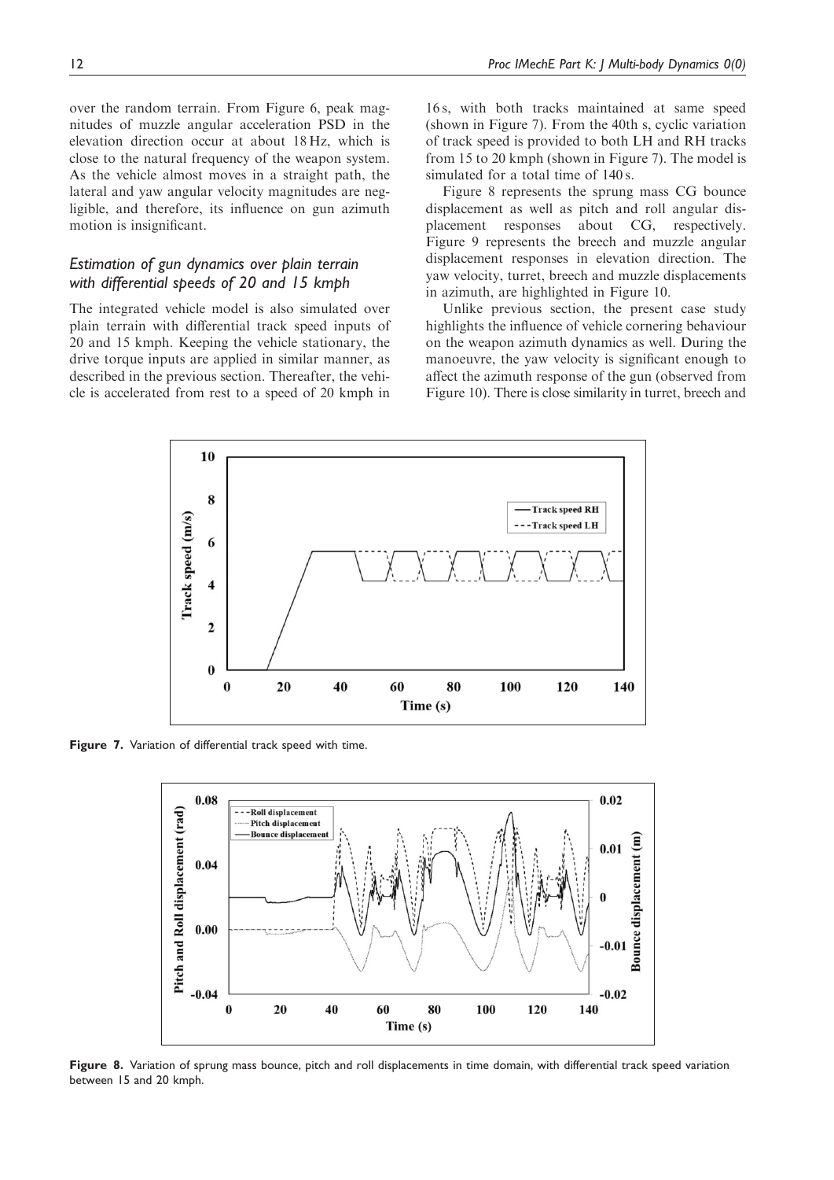over the random terrain. From Figure 6, peak magnitudes of muzzle angular acceleration PSD in the elevation direction occur at about 18 Hz, which is close to the natural frequency of the weapon system. As the vehicle almost moves in a straight path, the lateral and yaw angular velocity magnitudes are negligible, and therefore, its influence on gun azimuth motion is insignificant.

### Estimation of gun dynamics over plain terrain with differential speeds of 20 and 15 kmph

The integrated vehicle model is also simulated over plain terrain with differential track speed inputs of 20 and 15 kmph. Keeping the vehicle stationary, the drive torque inputs are applied in similar manner, as described in the previous section. Thereafter, the vehicle is accelerated from rest to a speed of 20 kmph in 16 s, with both tracks maintained at same speed (shown in Figure 7). From the 40th s, cyclic variation of track speed is provided to both LH and RH tracks from 15 to 20 kmph (shown in Figure 7). The model is simulated for a total time of 140 s.

Figure 8 represents the sprung mass CG bounce displacement as well as pitch and roll angular displacement responses about CG, respectively. Figure 9 represents the breech and muzzle angular displacement responses in elevation direction. The yaw velocity, turret, breech and muzzle displacements in azimuth, are highlighted in Figure 10.

Unlike previous section, the present case study highlights the influence of vehicle cornering behaviour on the weapon azimuth dynamics as well. During the manoeuvre, the yaw velocity is significant enough to affect the azimuth response of the gun (observed from Figure 10). There is close similarity in turret, breech and

**Figure 7.** Variation of differential track speed with time.

**Figure 8.** Variation of sprung mass bounce, pitch and roll displacements in time domain, with differential track speed variation between 15 and 20 kmph.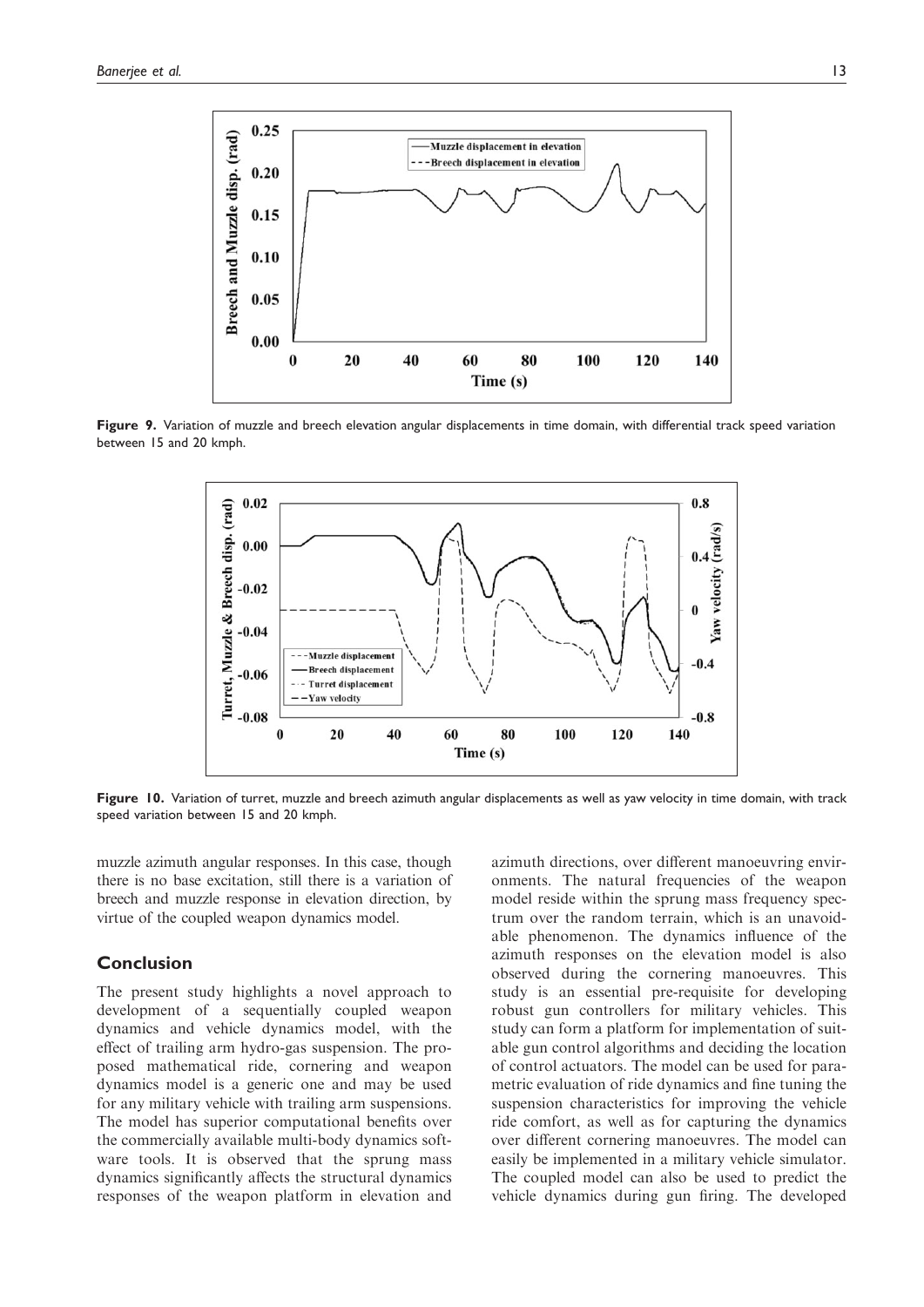Figure 9. Variation of muzzle and breech elevation angular displacements in time domain, with differential track speed variation between 15 and 20 kmph.

Figure 10. Variation of turret, muzzle and breech azimuth angular displacements as well as yaw velocity in time domain, with track speed variation between 15 and 20 kmph.

muzzle azimuth angular responses. In this case, though there is no base excitation, still there is a variation of breech and muzzle response in elevation direction, by virtue of the coupled weapon dynamics model.

## Conclusion

The present study highlights a novel approach to development of a sequentially coupled weapon dynamics and vehicle dynamics model, with the effect of trailing arm hydro-gas suspension. The proposed mathematical ride, cornering and weapon dynamics model is a generic one and may be used for any military vehicle with trailing arm suspensions. The model has superior computational benefits over the commercially available multi-body dynamics software tools. It is observed that the sprung mass dynamics significantly affects the structural dynamics responses of the weapon platform in elevation and azimuth directions, over different manoeuvring environments. The natural frequencies of the weapon model reside within the sprung mass frequency spectrum over the random terrain, which is an unavoidable phenomenon. The dynamics influence of the azimuth responses on the elevation model is also observed during the cornering manoeuvres. This study is an essential pre-requisite for developing robust gun controllers for military vehicles. This study can form a platform for implementation of suitable gun control algorithms and deciding the location of control actuators. The model can be used for parametric evaluation of ride dynamics and fine tuning the suspension characteristics for improving the vehicle ride comfort, as well as for capturing the dynamics over different cornering manoeuvres. The model can easily be implemented in a military vehicle simulator. The coupled model can also be used to predict the vehicle dynamics during gun firing. The developed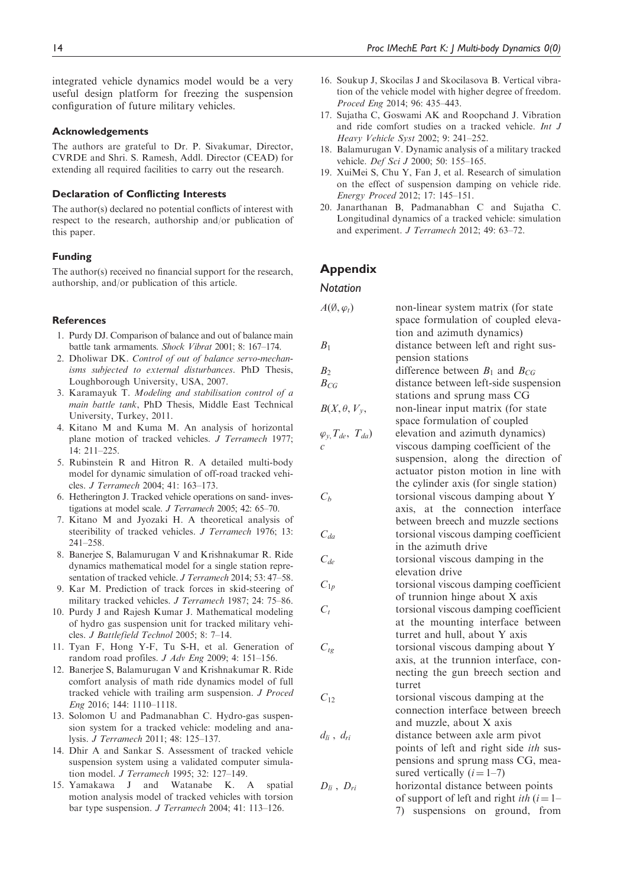integrated vehicle dynamics model would be a very useful design platform for freezing the suspension configuration of future military vehicles.

### Acknowledgements

The authors are grateful to Dr. P. Sivakumar, Director, CVRDE and Shri. S. Ramesh, Addl. Director (CEAD) for extending all required facilities to carry out the research.

### Declaration of Conflicting Interests

The author(s) declared no potential conflicts of interest with respect to the research, authorship and/or publication of this paper.

### Funding

The author(s) received no financial support for the research, authorship, and/or publication of this article.

### References

1. Purdy DJ. Comparison of balance and out of balance main battle tank armaments. *Shock Vibrat* 2001; 8: 167–174.
2. Dholiwar DK. *Control of out of balance servo-mechanisms subjected to external disturbances*. PhD Thesis, Loughborough University, USA, 2007.
3. Karamayuk T. *Modeling and stabilisation control of a main battle tank*, PhD Thesis, Middle East Technical University, Turkey, 2011.
4. Kitano M and Kuma M. An analysis of horizontal plane motion of tracked vehicles. *J Terramech* 1977; 14: 211–225.
5. Rubinstein R and Hitron R. A detailed multi-body model for dynamic simulation of off-road tracked vehicles. *J Terramech* 2004; 41: 163–173.
6. Hetherington J. Tracked vehicle operations on sand- investigations at model scale. *J Terramech* 2005; 42: 65–70.
7. Kitano M and Jyozaki H. A theoretical analysis of steeribility of tracked vehicles. *J Terramech* 1976; 13: 241–258.
8. Banerjee S, Balamurugan V and Krishnakumar R. Ride dynamics mathematical model for a single station representation of tracked vehicle. *J Terramech* 2014; 53: 47–58.
9. Kar M. Prediction of track forces in skid-steering of military tracked vehicles. *J Terramech* 1987; 24: 75–86.
10. Purdy J and Rajesh Kumar J. Mathematical modeling of hydro gas suspension unit for tracked military vehicles. *J Battlefield Technol* 2005; 8: 7–14.
11. Tyan F, Hong Y-F, Tu S-H, et al. Generation of random road profiles. *J Adv Eng* 2009; 4: 151–156.
12. Banerjee S, Balamurugan V and Krishnakumar R. Ride comfort analysis of math ride dynamics model of full tracked vehicle with trailing arm suspension. *J Proced Eng* 2016; 144: 1110–1118.
13. Solomon U and Padmanabhan C. Hydro-gas suspension system for a tracked vehicle: modeling and analysis. *J Terramech* 2011; 48: 125–137.
14. Dhir A and Sankar S. Assessment of tracked vehicle suspension system using a validated computer simulation model. *J Terramech* 1995; 32: 127–149.
15. Yamakawa J and Watanabe K. A spatial motion analysis model of tracked vehicles with torsion bar type suspension. *J Terramech* 2004; 41: 113–126.
16. Soukup J, Skocilas J and Skocilasova B. Vertical vibration of the vehicle model with higher degree of freedom. *Proced Eng* 2014; 96: 435–443.
17. Sujatha C, Goswami AK and Roopchand J. Vibration and ride comfort studies on a tracked vehicle. *Int J Heavy Vehicle Syst* 2002; 9: 241–252.
18. Balamurugan V. Dynamic analysis of a military tracked vehicle. *Def Sci J* 2000; 50: 155–165.
19. XuiMei S, Chu Y, Fan J, et al. Research of simulation on the effect of suspension damping on vehicle ride. *Energy Proced* 2012; 17: 145–151.
20. Janarthanan B, Padmanabhan C and Sujatha C. Longitudinal dynamics of a tracked vehicle: simulation and experiment. *J Terramech* 2012; 49: 63–72.

## Appendix

### Notation

| | |
|---|---|
| $A(\emptyset, \varphi_t)$ | non-linear system matrix (for state space formulation of coupled elevation and azimuth dynamics) |
| $B_1$ | distance between left and right suspension stations |
| $B_2$ | difference between $B_1$ and $B_{CG}$ |
| $B_{CG}$ | distance between left-side suspension stations and sprung mass CG |
| $B(X, \theta, V_y, \varphi_y, T_{de}, T_{da})$ | non-linear input matrix (for state space formulation of coupled elevation and azimuth dynamics) |
| $c$ | viscous damping coefficient of the suspension, along the direction of actuator piston motion in line with the cylinder axis (for single station) |
| $C_b$ | torsional viscous damping about Y axis, at the connection interface between breech and muzzle sections |
| $C_{da}$ | torsional viscous damping coefficient in the azimuth drive |
| $C_{de}$ | torsional viscous damping in the elevation drive |
| $C_{1p}$ | torsional viscous damping coefficient of trunnion hinge about X axis |
| $C_t$ | torsional viscous damping coefficient at the mounting interface between turret and hull, about Y axis |
| $C_{tg}$ | torsional viscous damping about Y axis, at the trunnion interface, connecting the gun breech section and turret |
| $C_{12}$ | torsional viscous damping at the connection interface between breech and muzzle, about X axis |
| $d_{li}$ , $d_{ri}$ | distance between axle arm pivot points of left and right side *ith* suspensions and sprung mass CG, measured vertically ($i = 1–7$) |
| $D_{li}$ , $D_{ri}$ | horizontal distance between points of support of left and right *ith* ($i = 1–7$) suspensions on ground, from |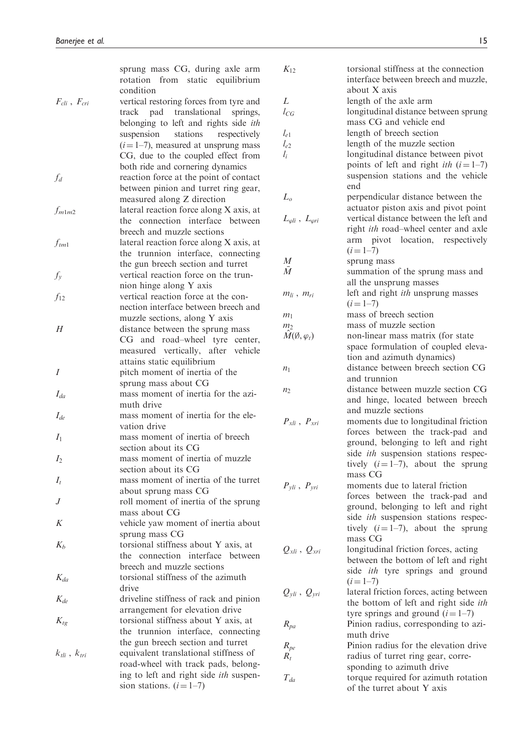| | |
|---|---|
| | sprung mass CG, during axle arm rotation from static equilibrium condition |
| $F_{cli}$ , $F_{cri}$ | vertical restoring forces from tyre and track pad translational springs, belonging to left and rights side *ith* suspension stations respectively ($i = 1$–$7$), measured at unsprung mass CG, due to the coupled effect from both ride and cornering dynamics |
| $f_d$ | reaction force at the point of contact between pinion and turret ring gear, measured along Z direction |
| $f_{m1m2}$ | lateral reaction force along X axis, at the connection interface between breech and muzzle sections |
| $f_{tm1}$ | lateral reaction force along X axis, at the trunnion interface, connecting the gun breech section and turret |
| $f_y$ | vertical reaction force on the trunnion hinge along Y axis |
| $f_{12}$ | vertical reaction force at the connection interface between breech and muzzle sections, along Y axis |
| $H$ | distance between the sprung mass CG and road–wheel tyre center, measured vertically, after vehicle attains static equilibrium |
| $I$ | pitch moment of inertia of the sprung mass about CG |
| $I_{da}$ | mass moment of inertia for the azimuth drive |
| $I_{de}$ | mass moment of inertia for the elevation drive |
| $I_1$ | mass moment of inertia of breech section about its CG |
| $I_2$ | mass moment of inertia of muzzle section about its CG |
| $I_t$ | mass moment of inertia of the turret about sprung mass CG |
| $J$ | roll moment of inertia of the sprung mass about CG |
| $K$ | vehicle yaw moment of inertia about sprung mass CG |
| $K_b$ | torsional stiffness about Y axis, at the connection interface between breech and muzzle sections |
| $K_{da}$ | torsional stiffness of the azimuth drive |
| $K_{de}$ | driveline stiffness of rack and pinion arrangement for elevation drive |
| $K_{tg}$ | torsional stiffness about Y axis, at the trunnion interface, connecting the gun breech section and turret |
| $k_{tli}$ , $k_{tri}$ | equivalent translational stiffness of road-wheel with track pads, belonging to left and right side *ith* suspension stations. ($i = 1$–$7$) |
| $K_{12}$ | torsional stiffness at the connection interface between breech and muzzle, about X axis |
| $L$ | length of the axle arm |
| $l_{CG}$ | longitudinal distance between sprung mass CG and vehicle end |
| $l_{e1}$ | length of breech section |
| $l_{e2}$ | length of the muzzle section |
| $l_i$ | longitudinal distance between pivot points of left and right *ith* ($i = 1$–$7$) suspension stations and the vehicle end |
| $L_o$ | perpendicular distance between the actuator piston axis and pivot point |
| $L_{\varphi li}$ , $L_{\varphi ri}$ | vertical distance between the left and right *ith* road–wheel center and axle arm pivot location, respectively ($i = 1$–$7$) |
| $M$ | sprung mass |
| $\bar{M}$ | summation of the sprung mass and all the unsprung masses |
| $m_{li}$ , $m_{ri}$ | left and right *ith* unsprung masses ($i = 1$–$7$) |
| $m_1$ | mass of breech section |
| $m_2$ | mass of muzzle section |
| $\hat{M}(\emptyset, \varphi_t)$ | non-linear mass matrix (for state space formulation of coupled elevation and azimuth dynamics) |
| $n_1$ | distance between breech section CG and trunnion |
| $n_2$ | distance between muzzle section CG and hinge, located between breech and muzzle sections |
| $P_{xli}$ , $P_{xri}$ | moments due to longitudinal friction forces between the track-pad and ground, belonging to left and right side *ith* suspension stations respectively ($i = 1$–$7$), about the sprung mass CG |
| $P_{yli}$ , $P_{yri}$ | moments due to lateral friction forces between the track-pad and ground, belonging to left and right side *ith* suspension stations respectively ($i = 1$–$7$), about the sprung mass CG |
| $Q_{xli}$ , $Q_{xri}$ | longitudinal friction forces, acting between the bottom of left and right side *ith* tyre springs and ground ($i = 1$–$7$) |
| $Q_{yli}$ , $Q_{yri}$ | lateral friction forces, acting between the bottom of left and right side *ith* tyre springs and ground ($i = 1$–$7$) |
| $R_{pa}$ | Pinion radius, corresponding to azimuth drive |
| $R_{pe}$ | Pinion radius for the elevation drive |
| $R_t$ | radius of turret ring gear, corresponding to azimuth drive |
| $T_{da}$ | torque required for azimuth rotation of the turret about Y axis |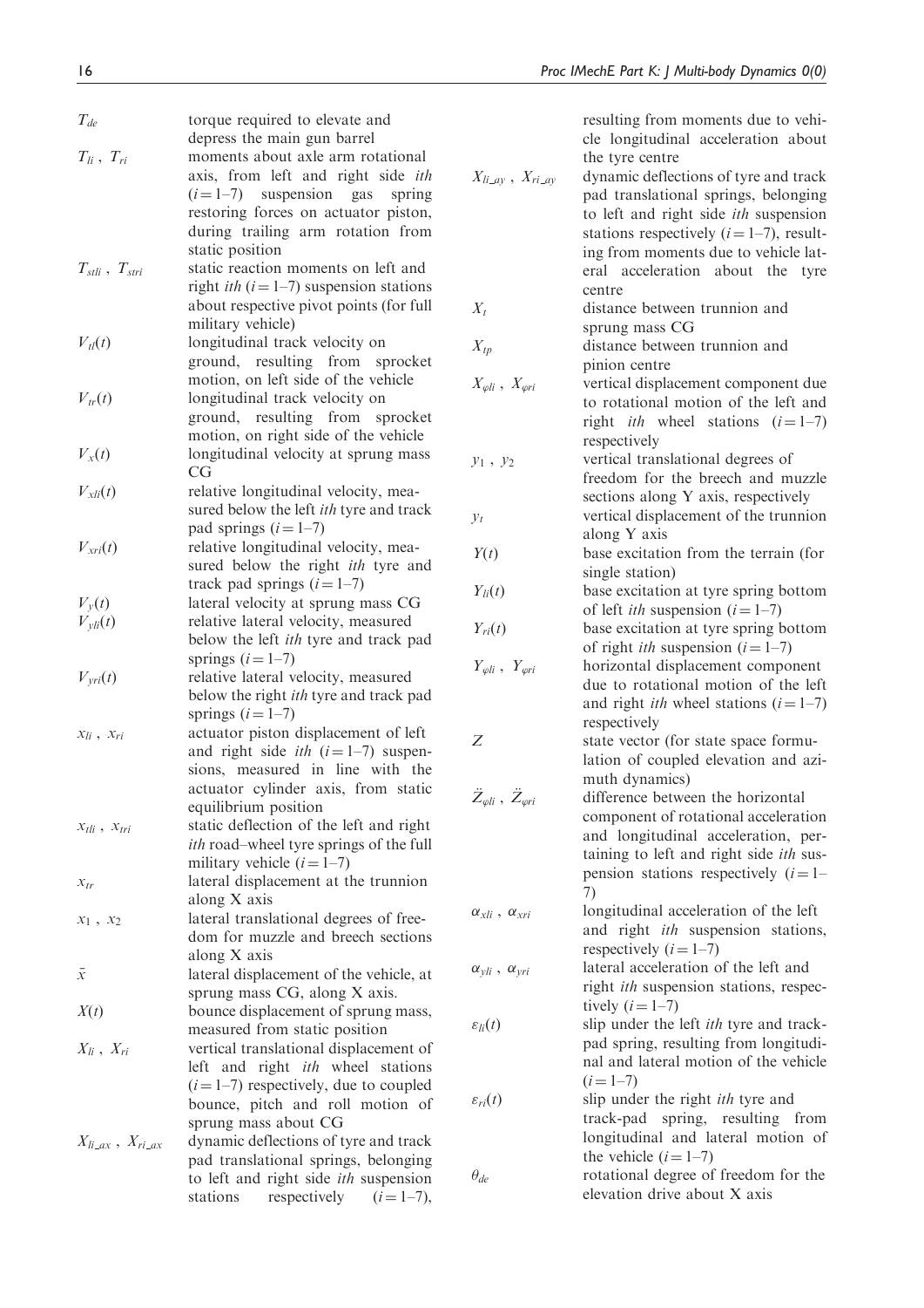| | |
|---|---|
| $T_{de}$ | torque required to elevate and depress the main gun barrel |
| $T_{li}$ , $T_{ri}$ | moments about axle arm rotational axis, from left and right side *ith* ($i = 1$–7) suspension gas spring restoring forces on actuator piston, during trailing arm rotation from static position |
| $T_{stli}$ , $T_{stri}$ | static reaction moments on left and right *ith* ($i = 1$–7) suspension stations about respective pivot points (for full military vehicle) |
| $V_{tl}(t)$ | longitudinal track velocity on ground, resulting from sprocket motion, on left side of the vehicle |
| $V_{tr}(t)$ | longitudinal track velocity on ground, resulting from sprocket motion, on right side of the vehicle |
| $V_x(t)$ | longitudinal velocity at sprung mass CG |
| $V_{xli}(t)$ | relative longitudinal velocity, measured below the left *ith* tyre and track pad springs ($i = 1$–7) |
| $V_{xri}(t)$ | relative longitudinal velocity, measured below the right *ith* tyre and track pad springs ($i = 1$–7) |
| $V_y(t)$ | lateral velocity at sprung mass CG |
| $V_{yli}(t)$ | relative lateral velocity, measured below the left *ith* tyre and track pad springs ($i = 1$–7) |
| $V_{yri}(t)$ | relative lateral velocity, measured below the right *ith* tyre and track pad springs ($i = 1$–7) |
| $x_{li}$ , $x_{ri}$ | actuator piston displacement of left and right side *ith* ($i = 1$–7) suspensions, measured in line with the actuator cylinder axis, from static equilibrium position |
| $x_{tli}$ , $x_{tri}$ | static deflection of the left and right *ith* road–wheel tyre springs of the full military vehicle ($i = 1$–7) |
| $x_{tr}$ | lateral displacement at the trunnion along X axis |
| $x_1$ , $x_2$ | lateral translational degrees of freedom for muzzle and breech sections along X axis |
| $\bar{x}$ | lateral displacement of the vehicle, at sprung mass CG, along X axis. |
| $X(t)$ | bounce displacement of sprung mass, measured from static position |
| $X_{li}$ , $X_{ri}$ | vertical translational displacement of left and right *ith* wheel stations ($i = 1$–7) respectively, due to coupled bounce, pitch and roll motion of sprung mass about CG |
| $X_{li\_ax}$ , $X_{ri\_ax}$ | dynamic deflections of tyre and track pad translational springs, belonging to left and right side *ith* suspension stations respectively ($i = 1$–7), resulting from moments due to vehicle longitudinal acceleration about the tyre centre |
| $X_{li\_ay}$ , $X_{ri\_ay}$ | dynamic deflections of tyre and track pad translational springs, belonging to left and right side *ith* suspension stations respectively ($i = 1$–7), resulting from moments due to vehicle lateral acceleration about the tyre centre |
| $X_t$ | distance between trunnion and sprung mass CG |
| $X_{tp}$ | distance between trunnion and pinion centre |
| $X_{\varphi li}$ , $X_{\varphi ri}$ | vertical displacement component due to rotational motion of the left and right *ith* wheel stations ($i = 1$–7) respectively |
| $y_1$ , $y_2$ | vertical translational degrees of freedom for the breech and muzzle sections along Y axis, respectively |
| $y_t$ | vertical displacement of the trunnion along Y axis |
| $Y(t)$ | base excitation from the terrain (for single station) |
| $Y_{li}(t)$ | base excitation at tyre spring bottom of left *ith* suspension ($i = 1$–7) |
| $Y_{ri}(t)$ | base excitation at tyre spring bottom of right *ith* suspension ($i = 1$–7) |
| $Y_{\varphi li}$ , $Y_{\varphi ri}$ | horizontal displacement component due to rotational motion of the left and right *ith* wheel stations ($i = 1$–7) respectively |
| $Z$ | state vector (for state space formulation of coupled elevation and azimuth dynamics) |
| $\ddot{Z}_{\varphi li}$ , $\ddot{Z}_{\varphi ri}$ | difference between the horizontal component of rotational acceleration and longitudinal acceleration, pertaining to left and right side *ith* suspension stations respectively ($i = 1$–7) |
| $\alpha_{xli}$ , $\alpha_{xri}$ | longitudinal acceleration of the left and right *ith* suspension stations, respectively ($i = 1$–7) |
| $\alpha_{yli}$ , $\alpha_{yri}$ | lateral acceleration of the left and right *ith* suspension stations, respectively ($i = 1$–7) |
| $\varepsilon_{li}(t)$ | slip under the left *ith* tyre and track-pad spring, resulting from longitudinal and lateral motion of the vehicle ($i = 1$–7) |
| $\varepsilon_{ri}(t)$ | slip under the right *ith* tyre and track-pad spring, resulting from longitudinal and lateral motion of the vehicle ($i = 1$–7) |
| $\theta_{de}$ | rotational degree of freedom for the elevation drive about X axis |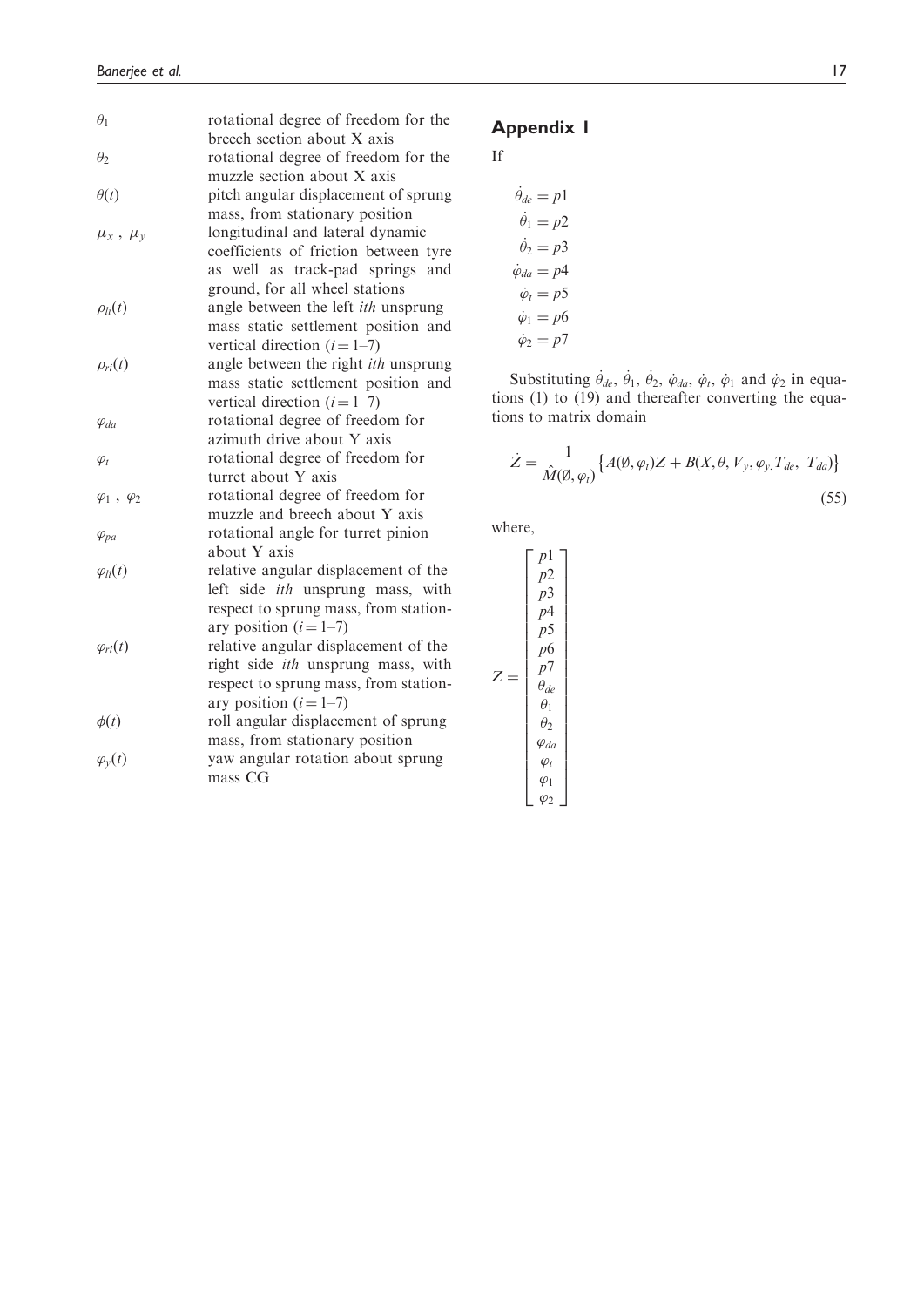| | |
|---|---|
| $\theta_1$ | rotational degree of freedom for the breech section about X axis |
| $\theta_2$ | rotational degree of freedom for the muzzle section about X axis |
| $\theta(t)$ | pitch angular displacement of sprung mass, from stationary position |
| $\mu_x$ , $\mu_y$ | longitudinal and lateral dynamic coefficients of friction between tyre as well as track-pad springs and ground, for all wheel stations |
| $\rho_{li}(t)$ | angle between the left *ith* unsprung mass static settlement position and vertical direction ($i = 1$–$7$) |
| $\rho_{ri}(t)$ | angle between the right *ith* unsprung mass static settlement position and vertical direction ($i = 1$–$7$) |
| $\varphi_{da}$ | rotational degree of freedom for azimuth drive about Y axis |
| $\varphi_t$ | rotational degree of freedom for turret about Y axis |
| $\varphi_1$ , $\varphi_2$ | rotational degree of freedom for muzzle and breech about Y axis |
| $\varphi_{pa}$ | rotational angle for turret pinion about Y axis |
| $\varphi_{li}(t)$ | relative angular displacement of the left side *ith* unsprung mass, with respect to sprung mass, from stationary position ($i = 1$–$7$) |
| $\varphi_{ri}(t)$ | relative angular displacement of the right side *ith* unsprung mass, with respect to sprung mass, from stationary position ($i = 1$–$7$) |
| $\phi(t)$ | roll angular displacement of sprung mass, from stationary position |
| $\varphi_y(t)$ | yaw angular rotation about sprung mass CG |

## Appendix I

If

$$\dot{\theta}_{de} = p1$$
$$\dot{\theta}_1 = p2$$
$$\dot{\theta}_2 = p3$$
$$\dot{\varphi}_{da} = p4$$
$$\dot{\varphi}_t = p5$$
$$\dot{\varphi}_1 = p6$$
$$\dot{\varphi}_2 = p7$$

Substituting $\dot{\theta}_{de}$, $\dot{\theta}_1$, $\dot{\theta}_2$, $\dot{\varphi}_{da}$, $\dot{\varphi}_t$, $\dot{\varphi}_1$ and $\dot{\varphi}_2$ in equations (1) to (19) and thereafter converting the equations to matrix domain

$$\dot{Z} = \frac{1}{\hat{M}(\emptyset, \varphi_t)}\left\{A(\emptyset, \varphi_t)Z + B(X, \theta, V_y, \varphi_y, T_{de}, \ T_{da})\right\} \tag{55}$$

where,

$$Z = \begin{bmatrix} p1 \\ p2 \\ p3 \\ p4 \\ p5 \\ p6 \\ p7 \\ \theta_{de} \\ \theta_1 \\ \theta_2 \\ \varphi_{da} \\ \varphi_t \\ \varphi_1 \\ \varphi_2 \end{bmatrix}$$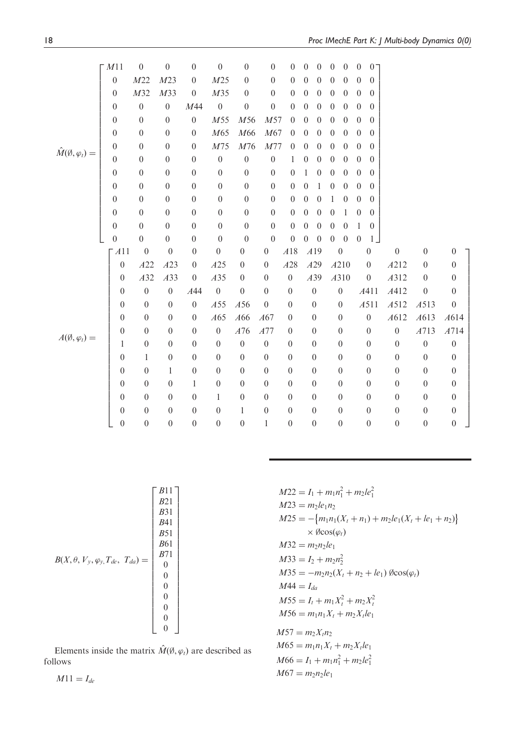$$
\hat{M}(\emptyset, \varphi_t) = \begin{bmatrix}
M11 & 0 & 0 & 0 & 0 & 0 & 0 & 0 & 0 & 0 & 0 & 0 & 0 & 0 \\
0 & M22 & M23 & 0 & M25 & 0 & 0 & 0 & 0 & 0 & 0 & 0 & 0 & 0 \\
0 & M32 & M33 & 0 & M35 & 0 & 0 & 0 & 0 & 0 & 0 & 0 & 0 & 0 \\
0 & 0 & 0 & M44 & 0 & 0 & 0 & 0 & 0 & 0 & 0 & 0 & 0 & 0 \\
0 & 0 & 0 & 0 & M55 & M56 & M57 & 0 & 0 & 0 & 0 & 0 & 0 & 0 \\
0 & 0 & 0 & 0 & M65 & M66 & M67 & 0 & 0 & 0 & 0 & 0 & 0 & 0 \\
0 & 0 & 0 & 0 & M75 & M76 & M77 & 0 & 0 & 0 & 0 & 0 & 0 & 0 \\
0 & 0 & 0 & 0 & 0 & 0 & 0 & 1 & 0 & 0 & 0 & 0 & 0 & 0 \\
0 & 0 & 0 & 0 & 0 & 0 & 0 & 0 & 1 & 0 & 0 & 0 & 0 & 0 \\
0 & 0 & 0 & 0 & 0 & 0 & 0 & 0 & 0 & 1 & 0 & 0 & 0 & 0 \\
0 & 0 & 0 & 0 & 0 & 0 & 0 & 0 & 0 & 0 & 1 & 0 & 0 & 0 \\
0 & 0 & 0 & 0 & 0 & 0 & 0 & 0 & 0 & 0 & 0 & 1 & 0 & 0 \\
0 & 0 & 0 & 0 & 0 & 0 & 0 & 0 & 0 & 0 & 0 & 0 & 1 & 0 \\
0 & 0 & 0 & 0 & 0 & 0 & 0 & 0 & 0 & 0 & 0 & 0 & 0 & 1
\end{bmatrix}
$$

$$
A(\emptyset, \varphi_t) = \begin{bmatrix}
A11 & 0 & 0 & 0 & 0 & 0 & 0 & A18 & A19 & 0 & 0 & 0 & 0 & 0 \\
0 & A22 & A23 & 0 & A25 & 0 & 0 & A28 & A29 & A210 & 0 & A212 & 0 & 0 \\
0 & A32 & A33 & 0 & A35 & 0 & 0 & 0 & A39 & A310 & 0 & A312 & 0 & 0 \\
0 & 0 & 0 & A44 & 0 & 0 & 0 & 0 & 0 & 0 & A411 & A412 & 0 & 0 \\
0 & 0 & 0 & 0 & A55 & A56 & 0 & 0 & 0 & 0 & A511 & A512 & A513 & 0 \\
0 & 0 & 0 & 0 & A65 & A66 & A67 & 0 & 0 & 0 & 0 & A612 & A613 & A614 \\
0 & 0 & 0 & 0 & 0 & A76 & A77 & 0 & 0 & 0 & 0 & 0 & A713 & A714 \\
1 & 0 & 0 & 0 & 0 & 0 & 0 & 0 & 0 & 0 & 0 & 0 & 0 & 0 \\
0 & 1 & 0 & 0 & 0 & 0 & 0 & 0 & 0 & 0 & 0 & 0 & 0 & 0 \\
0 & 0 & 1 & 0 & 0 & 0 & 0 & 0 & 0 & 0 & 0 & 0 & 0 & 0 \\
0 & 0 & 0 & 1 & 0 & 0 & 0 & 0 & 0 & 0 & 0 & 0 & 0 & 0 \\
0 & 0 & 0 & 0 & 1 & 0 & 0 & 0 & 0 & 0 & 0 & 0 & 0 & 0 \\
0 & 0 & 0 & 0 & 0 & 1 & 0 & 0 & 0 & 0 & 0 & 0 & 0 & 0 \\
0 & 0 & 0 & 0 & 0 & 0 & 1 & 0 & 0 & 0 & 0 & 0 & 0 & 0
\end{bmatrix}
$$

$$
B(X, \theta, V_y, \varphi_y, T_{de}, T_{da}) = \begin{bmatrix}
B11 \\ B21 \\ B31 \\ B41 \\ B51 \\ B61 \\ B71 \\ 0 \\ 0 \\ 0 \\ 0 \\ 0 \\ 0 \\ 0
\end{bmatrix}
$$

Elements inside the matrix $\hat{M}(\emptyset, \varphi_t)$ are described as follows

$M11 = I_{de}$

$M22 = I_1 + m_1 n_1^2 + m_2 le_1^2$

$M23 = m_2 le_1 n_2$

$M25 = -\{m_1 n_1 (X_t + n_1) + m_2 le_1 (X_t + le_1 + n_2)\} \times \emptyset \cos(\varphi_t)$

$M32 = m_2 n_2 le_1$

$M33 = I_2 + m_2 n_2^2$

$M35 = -m_2 n_2 (X_t + n_2 + le_1) \emptyset \cos(\varphi_t)$

$M44 = I_{da}$

$M55 = I_t + m_1 X_t^2 + m_2 X_t^2$

$M56 = m_1 n_1 X_t + m_2 X_t le_1$

$M57 = m_2 X_t n_2$

$M65 = m_1 n_1 X_t + m_2 X_t le_1$

$M66 = I_1 + m_1 n_1^2 + m_2 le_1^2$

$M67 = m_2 n_2 le_1$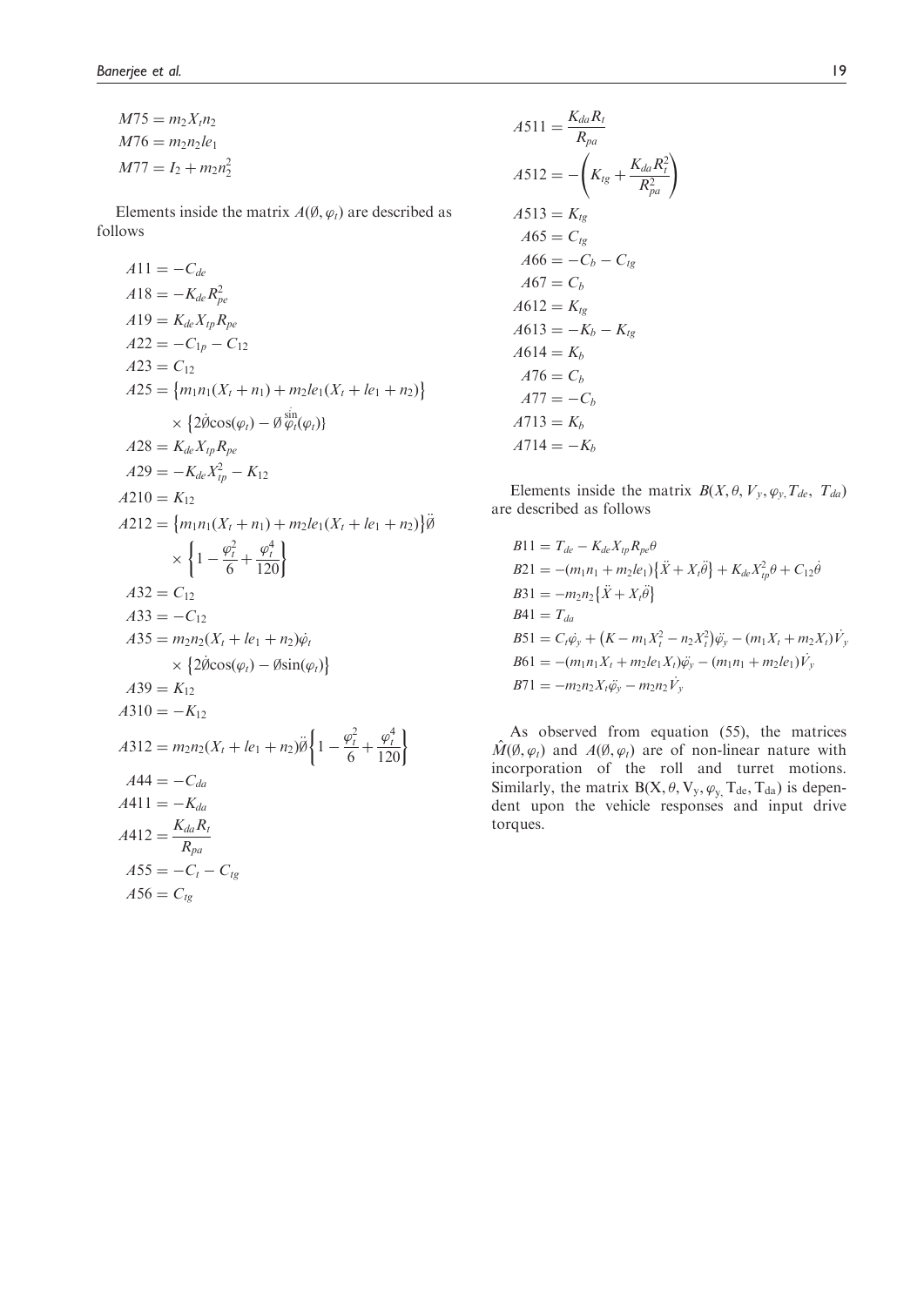$$M75 = m_2 X_t n_2$$
$$M76 = m_2 n_2 le_1$$
$$M77 = I_2 + m_2 n_2^2$$

Elements inside the matrix $A(\emptyset, \varphi_t)$ are described as follows

$$A11 = -C_{de}$$
$$A18 = -K_{de} R_{pe}^2$$
$$A19 = K_{de} X_{tp} R_{pe}$$
$$A22 = -C_{1p} - C_{12}$$
$$A23 = C_{12}$$
$$A25 = \{m_1 n_1 (X_t + n_1) + m_2 le_1 (X_t + le_1 + n_2)\} \times \{2\dot{\emptyset}\cos(\varphi_t) - \emptyset \dot{\varphi}_t^{\sin}(\varphi_t)\}$$
$$A28 = K_{de} X_{tp} R_{pe}$$
$$A29 = -K_{de} X_{tp}^2 - K_{12}$$
$$A210 = K_{12}$$
$$A212 = \{m_1 n_1 (X_t + n_1) + m_2 le_1 (X_t + le_1 + n_2)\}\ddot{\emptyset} \times \left\{1 - \frac{\varphi_t^2}{6} + \frac{\varphi_t^4}{120}\right\}$$
$$A32 = C_{12}$$
$$A33 = -C_{12}$$
$$A35 = m_2 n_2 (X_t + le_1 + n_2)\dot{\varphi}_t \times \{2\dot{\emptyset}\cos(\varphi_t) - \emptyset \sin(\varphi_t)\}$$
$$A39 = K_{12}$$
$$A310 = -K_{12}$$
$$A312 = m_2 n_2 (X_t + le_1 + n_2)\ddot{\emptyset}\left\{1 - \frac{\varphi_t^2}{6} + \frac{\varphi_t^4}{120}\right\}$$
$$A44 = -C_{da}$$
$$A411 = -K_{da}$$
$$A412 = \frac{K_{da} R_t}{R_{pa}}$$
$$A55 = -C_t - C_{tg}$$
$$A56 = C_{tg}$$
$$A511 = \frac{K_{da} R_t}{R_{pa}}$$
$$A512 = -\left(K_{tg} + \frac{K_{da} R_t^2}{R_{pa}^2}\right)$$
$$A513 = K_{tg}$$
$$A65 = C_{tg}$$
$$A66 = -C_b - C_{tg}$$
$$A67 = C_b$$
$$A612 = K_{tg}$$
$$A613 = -K_b - K_{tg}$$
$$A614 = K_b$$
$$A76 = C_b$$
$$A77 = -C_b$$
$$A713 = K_b$$
$$A714 = -K_b$$

Elements inside the matrix $B(X, \theta, V_y, \varphi_y, T_{de}, T_{da})$ are described as follows

$$B11 = T_{de} - K_{de} X_{tp} R_{pe} \theta$$
$$B21 = -(m_1 n_1 + m_2 le_1)\{\ddot{X} + X_t \ddot{\theta}\} + K_{de} X_{tp}^2 \theta + C_{12}\dot{\theta}$$
$$B31 = -m_2 n_2 \{\ddot{X} + X_t \ddot{\theta}\}$$
$$B41 = T_{da}$$
$$B51 = C_t \dot{\varphi}_y + (K - m_1 X_t^2 - n_2 X_t^2)\ddot{\varphi}_y - (m_1 X_t + m_2 X_t)\dot{V}_y$$
$$B61 = -(m_1 n_1 X_t + m_2 le_1 X_t)\ddot{\varphi}_y - (m_1 n_1 + m_2 le_1)\dot{V}_y$$
$$B71 = -m_2 n_2 X_t \ddot{\varphi}_y - m_2 n_2 \dot{V}_y$$

As observed from equation (55), the matrices $\hat{M}(\emptyset, \varphi_t)$ and $A(\emptyset, \varphi_t)$ are of non-linear nature with incorporation of the roll and turret motions. Similarly, the matrix $B(X, \theta, V_y, \varphi_y, T_{de}, T_{da})$ is dependent upon the vehicle responses and input drive torques.